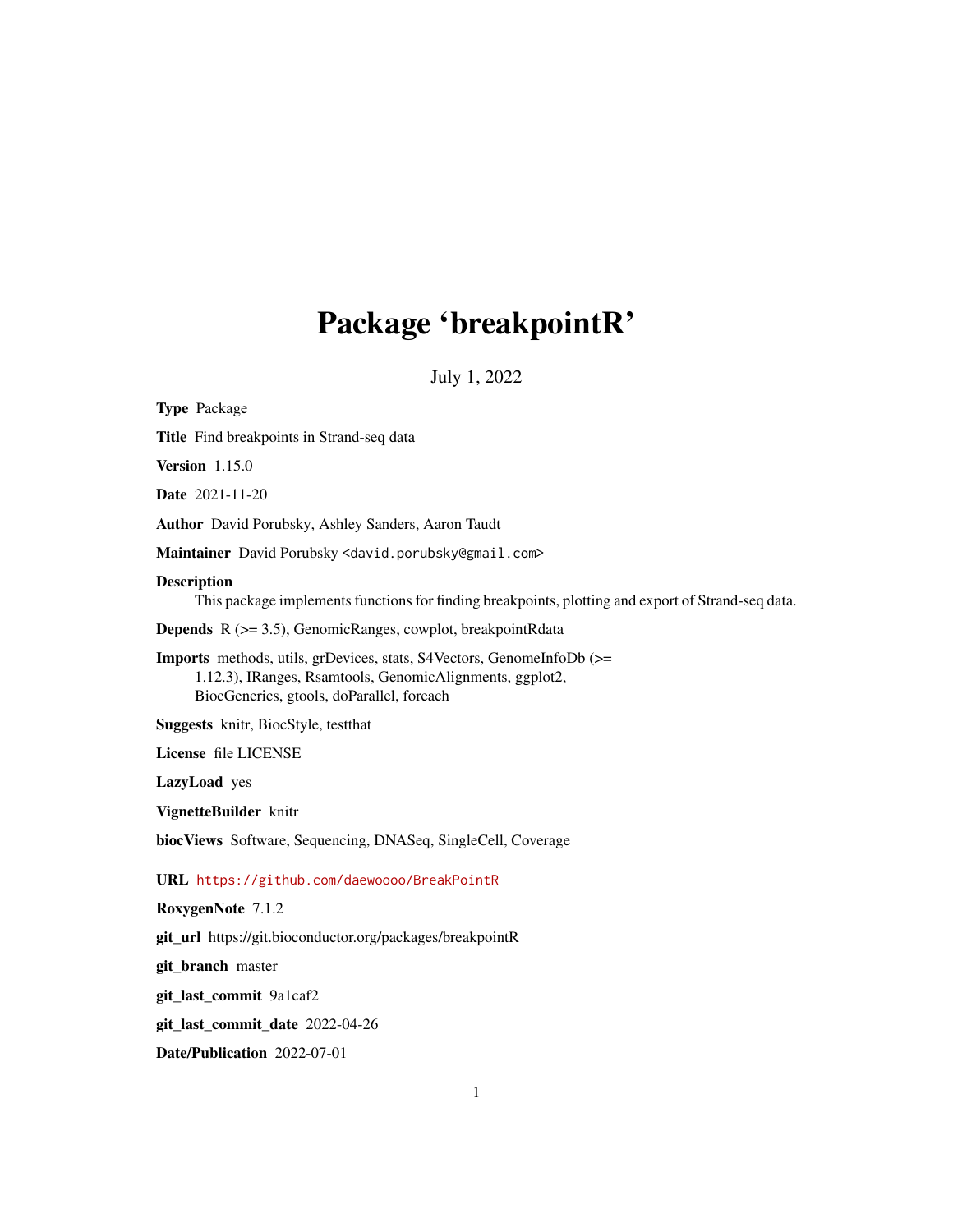# Package 'breakpointR'

July 1, 2022

**Type** Package

**Title** Find breakpoints in Strand-seq data

**Version** 1.15.0

**Date** 2021-11-20

**Author** David Porubsky, Ashley Sanders, Aaron Taudt

**Maintainer** David Porubsky <david.porubsky@gmail.com>

**Description**
This package implements functions for finding breakpoints, plotting and export of Strand-seq data.

**Depends** R (>= 3.5), GenomicRanges, cowplot, breakpointRdata

**Imports** methods, utils, grDevices, stats, S4Vectors, GenomeInfoDb (>= 1.12.3), IRanges, Rsamtools, GenomicAlignments, ggplot2, BiocGenerics, gtools, doParallel, foreach

**Suggests** knitr, BiocStyle, testthat

**License** file LICENSE

**LazyLoad** yes

**VignetteBuilder** knitr

**biocViews** Software, Sequencing, DNASeq, SingleCell, Coverage

**URL** https://github.com/daewoooo/BreakPointR

**RoxygenNote** 7.1.2

**git_url** https://git.bioconductor.org/packages/breakpointR

**git_branch** master

**git_last_commit** 9a1caf2

**git_last_commit_date** 2022-04-26

**Date/Publication** 2022-07-01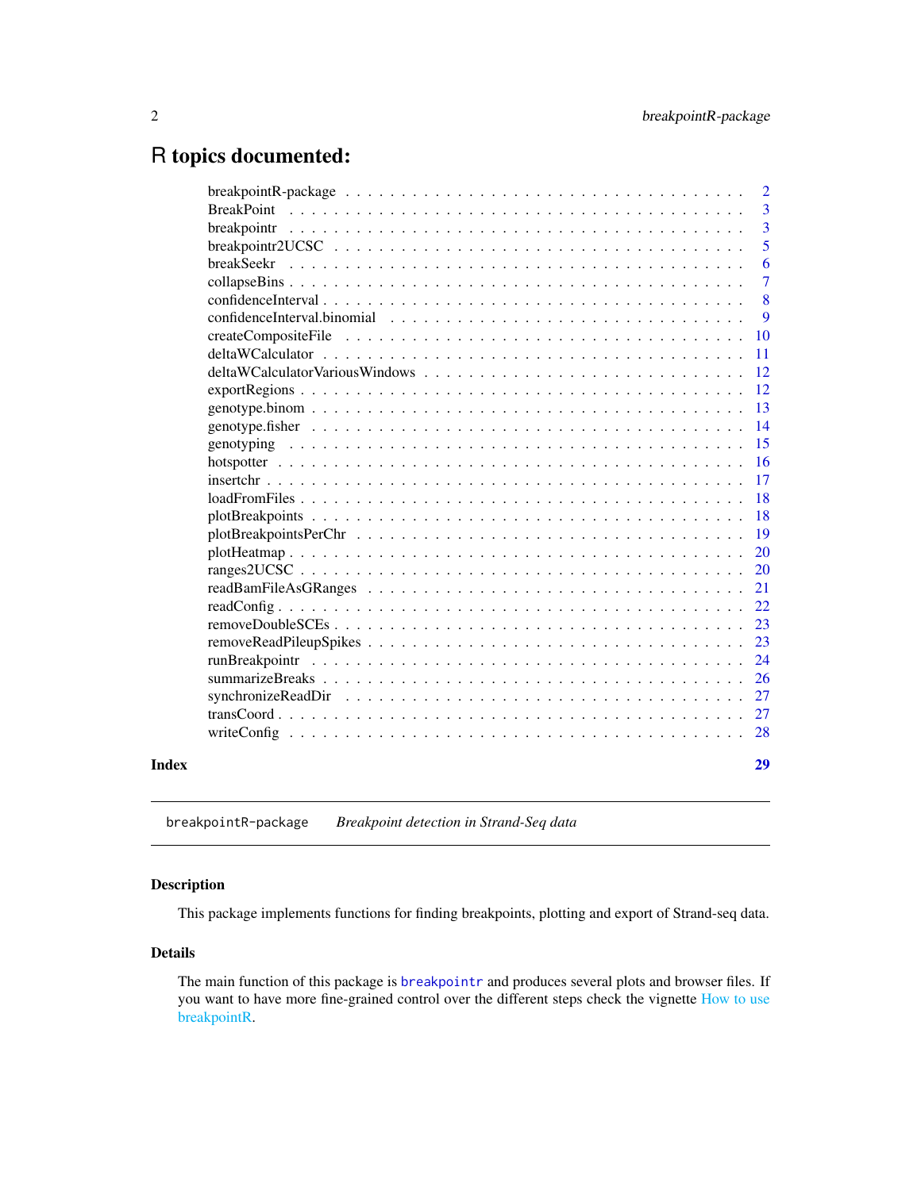# R topics documented:

| | |
|---|---|
| breakpointR-package | 2 |
| BreakPoint | 3 |
| breakpointr | 3 |
| breakpointr2UCSC | 5 |
| breakSeekr | 6 |
| collapseBins | 7 |
| confidenceInterval | 8 |
| confidenceInterval.binomial | 9 |
| createCompositeFile | 10 |
| deltaWCalculator | 11 |
| deltaWCalculatorVariousWindows | 12 |
| exportRegions | 12 |
| genotype.binom | 13 |
| genotype.fisher | 14 |
| genotyping | 15 |
| hotspotter | 16 |
| insertchr | 17 |
| loadFromFiles | 18 |
| plotBreakpoints | 18 |
| plotBreakpointsPerChr | 19 |
| plotHeatmap | 20 |
| ranges2UCSC | 20 |
| readBamFileAsGRanges | 21 |
| readConfig | 22 |
| removeDoubleSCEs | 23 |
| removeReadPileupSpikes | 23 |
| runBreakpointr | 24 |
| summarizeBreaks | 26 |
| synchronizeReadDir | 27 |
| transCoord | 27 |
| writeConfig | 28 |

**Index** **29**

---

`breakpointR-package` *Breakpoint detection in Strand-Seq data*

---

### Description

This package implements functions for finding breakpoints, plotting and export of Strand-seq data.

### Details

The main function of this package is `breakpointr` and produces several plots and browser files. If you want to have more fine-grained control over the different steps check the vignette How to use breakpointR.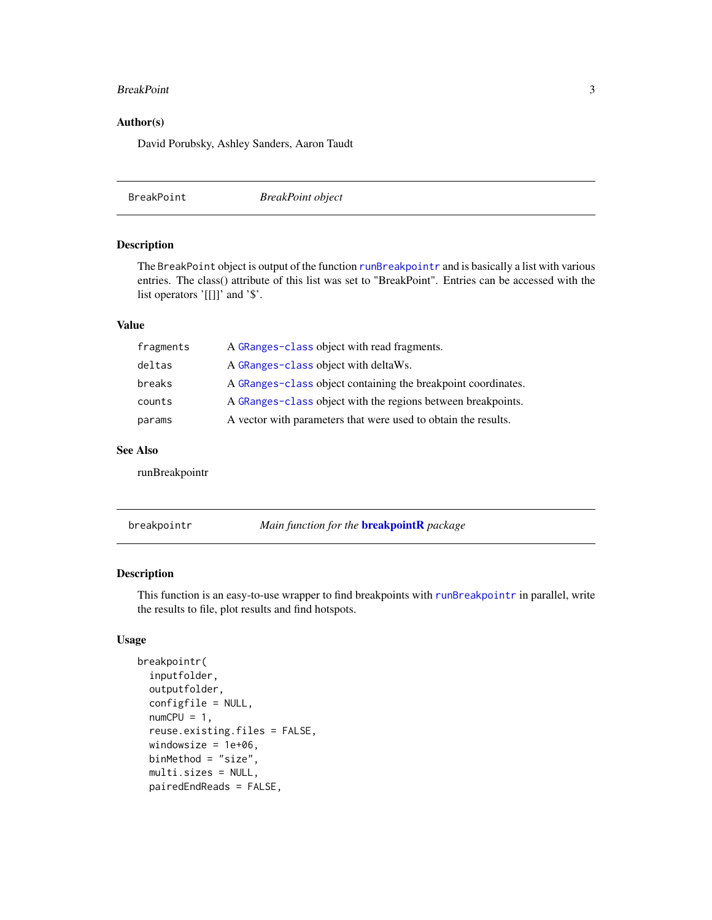### Author(s)

David Porubsky, Ashley Sanders, Aaron Taudt

---

`BreakPoint` *BreakPoint object*

---

### Description

The BreakPoint object is output of the function `runBreakpointr` and is basically a list with various entries. The class() attribute of this list was set to "BreakPoint". Entries can be accessed with the list operators '[[]]' and '$'.

### Value

| | |
|---|---|
| `fragments` | A `GRanges-class` object with read fragments. |
| `deltas` | A `GRanges-class` object with deltaWs. |
| `breaks` | A `GRanges-class` object containing the breakpoint coordinates. |
| `counts` | A `GRanges-class` object with the regions between breakpoints. |
| `params` | A vector with parameters that were used to obtain the results. |

### See Also

runBreakpointr

---

`breakpointr` *Main function for the* **breakpointR** *package*

---

### Description

This function is an easy-to-use wrapper to find breakpoints with `runBreakpointr` in parallel, write the results to file, plot results and find hotspots.

### Usage

```
breakpointr(
  inputfolder,
  outputfolder,
  configfile = NULL,
  numCPU = 1,
  reuse.existing.files = FALSE,
  windowsize = 1e+06,
  binMethod = "size",
  multi.sizes = NULL,
  pairedEndReads = FALSE,
```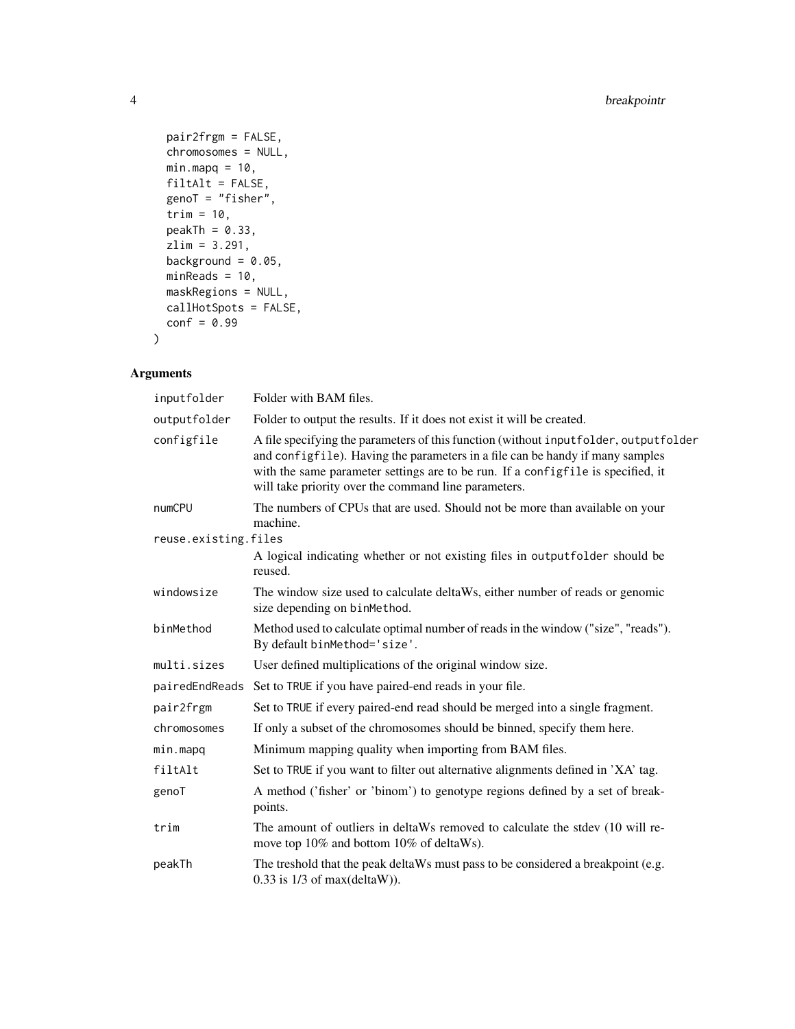```
  pair2frgm = FALSE,
  chromosomes = NULL,
  min.mapq = 10,
  filtAlt = FALSE,
  genoT = "fisher",
  trim = 10,
  peakTh = 0.33,
  zlim = 3.291,
  background = 0.05,
  minReads = 10,
  maskRegions = NULL,
  callHotSpots = FALSE,
  conf = 0.99
)
```

## Arguments

| Argument | Description |
| --- | --- |
| `inputfolder` | Folder with BAM files. |
| `outputfolder` | Folder to output the results. If it does not exist it will be created. |
| `configfile` | A file specifying the parameters of this function (without `inputfolder`, `outputfolder` and `configfile`). Having the parameters in a file can be handy if many samples with the same parameter settings are to be run. If a `configfile` is specified, it will take priority over the command line parameters. |
| `numCPU` | The numbers of CPUs that are used. Should not be more than available on your machine. |
| `reuse.existing.files` | A logical indicating whether or not existing files in `outputfolder` should be reused. |
| `windowsize` | The window size used to calculate deltaWs, either number of reads or genomic size depending on `binMethod`. |
| `binMethod` | Method used to calculate optimal number of reads in the window ("size", "reads"). By default `binMethod='size'`. |
| `multi.sizes` | User defined multiplications of the original window size. |
| `pairedEndReads` | Set to `TRUE` if you have paired-end reads in your file. |
| `pair2frgm` | Set to `TRUE` if every paired-end read should be merged into a single fragment. |
| `chromosomes` | If only a subset of the chromosomes should be binned, specify them here. |
| `min.mapq` | Minimum mapping quality when importing from BAM files. |
| `filtAlt` | Set to `TRUE` if you want to filter out alternative alignments defined in 'XA' tag. |
| `genoT` | A method ('fisher' or 'binom') to genotype regions defined by a set of breakpoints. |
| `trim` | The amount of outliers in deltaWs removed to calculate the stdev (10 will remove top 10% and bottom 10% of deltaWs). |
| `peakTh` | The treshold that the peak deltaWs must pass to be considered a breakpoint (e.g. 0.33 is 1/3 of max(deltaW)). |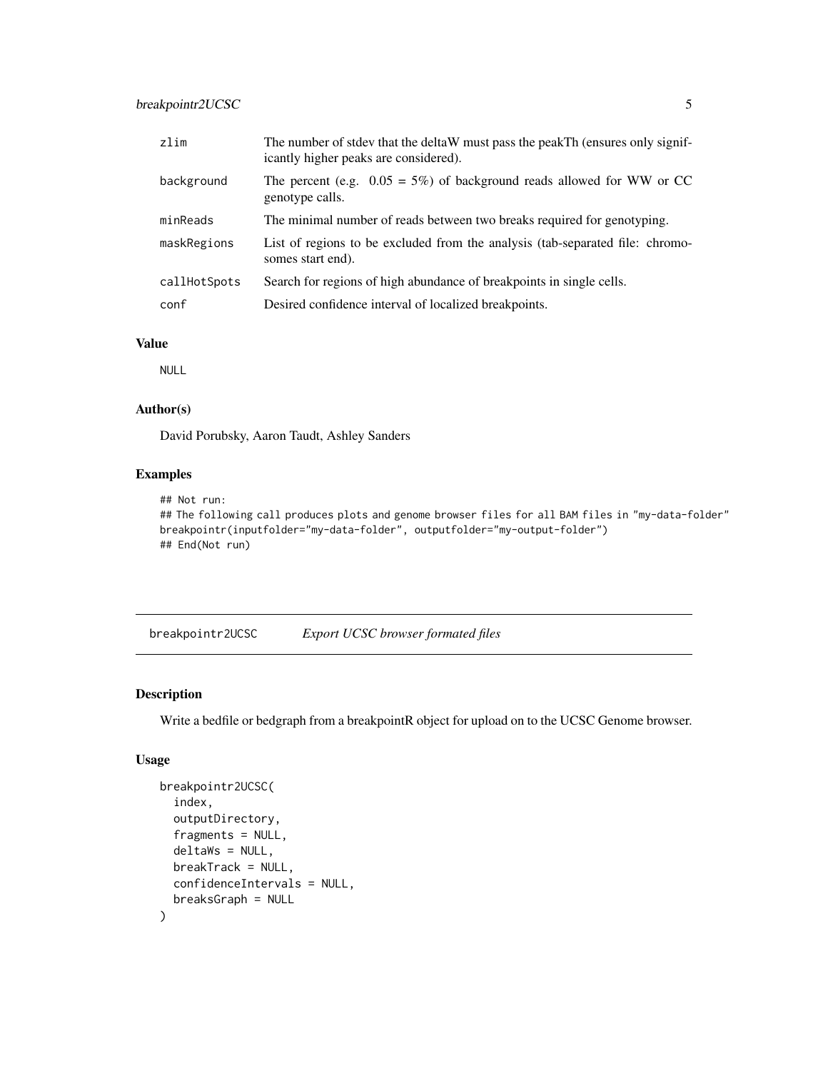| | |
|---|---|
| zlim | The number of stdev that the deltaW must pass the peakTh (ensures only significantly higher peaks are considered). |
| background | The percent (e.g. 0.05 = 5%) of background reads allowed for WW or CC genotype calls. |
| minReads | The minimal number of reads between two breaks required for genotyping. |
| maskRegions | List of regions to be excluded from the analysis (tab-separated file: chromosomes start end). |
| callHotSpots | Search for regions of high abundance of breakpoints in single cells. |
| conf | Desired confidence interval of localized breakpoints. |

### Value

NULL

### Author(s)

David Porubsky, Aaron Taudt, Ashley Sanders

### Examples

```
## Not run:
## The following call produces plots and genome browser files for all BAM files in "my-data-folder"
breakpointr(inputfolder="my-data-folder", outputfolder="my-output-folder")
## End(Not run)
```

---

## breakpointr2UCSC *Export UCSC browser formated files*

### Description

Write a bedfile or bedgraph from a breakpointR object for upload on to the UCSC Genome browser.

### Usage

```
breakpointr2UCSC(
  index,
  outputDirectory,
  fragments = NULL,
  deltaWs = NULL,
  breakTrack = NULL,
  confidenceIntervals = NULL,
  breaksGraph = NULL
)
```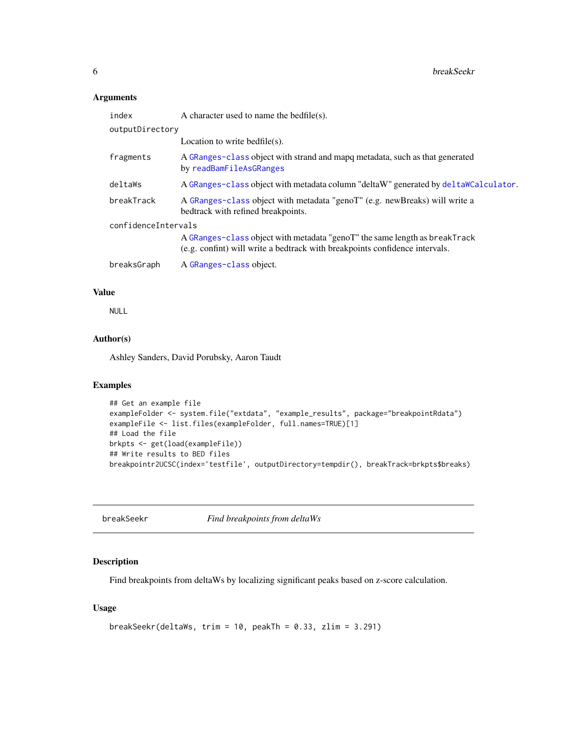### Arguments

| | |
|---|---|
| index | A character used to name the bedfile(s). |
| outputDirectory | Location to write bedfile(s). |
| fragments | A GRanges-class object with strand and mapq metadata, such as that generated by readBamFileAsGRanges |
| deltaWs | A GRanges-class object with metadata column "deltaW" generated by deltaWCalculator. |
| breakTrack | A GRanges-class object with metadata "genoT" (e.g. newBreaks) will write a bedtrack with refined breakpoints. |
| confidenceIntervals | A GRanges-class object with metadata "genoT" the same length as breakTrack (e.g. confint) will write a bedtrack with breakpoints confidence intervals. |
| breaksGraph | A GRanges-class object. |

### Value

NULL

### Author(s)

Ashley Sanders, David Porubsky, Aaron Taudt

### Examples

```
## Get an example file
exampleFolder <- system.file("extdata", "example_results", package="breakpointRdata")
exampleFile <- list.files(exampleFolder, full.names=TRUE)[1]
## Load the file
brkpts <- get(load(exampleFile))
## Write results to BED files
breakpointr2UCSC(index='testfile', outputDirectory=tempdir(), breakTrack=brkpts$breaks)
```

---

## breakSeekr &nbsp;&nbsp;&nbsp;&nbsp; *Find breakpoints from deltaWs*

---

### Description

Find breakpoints from deltaWs by localizing significant peaks based on z-score calculation.

### Usage

```
breakSeekr(deltaWs, trim = 10, peakTh = 0.33, zlim = 3.291)
```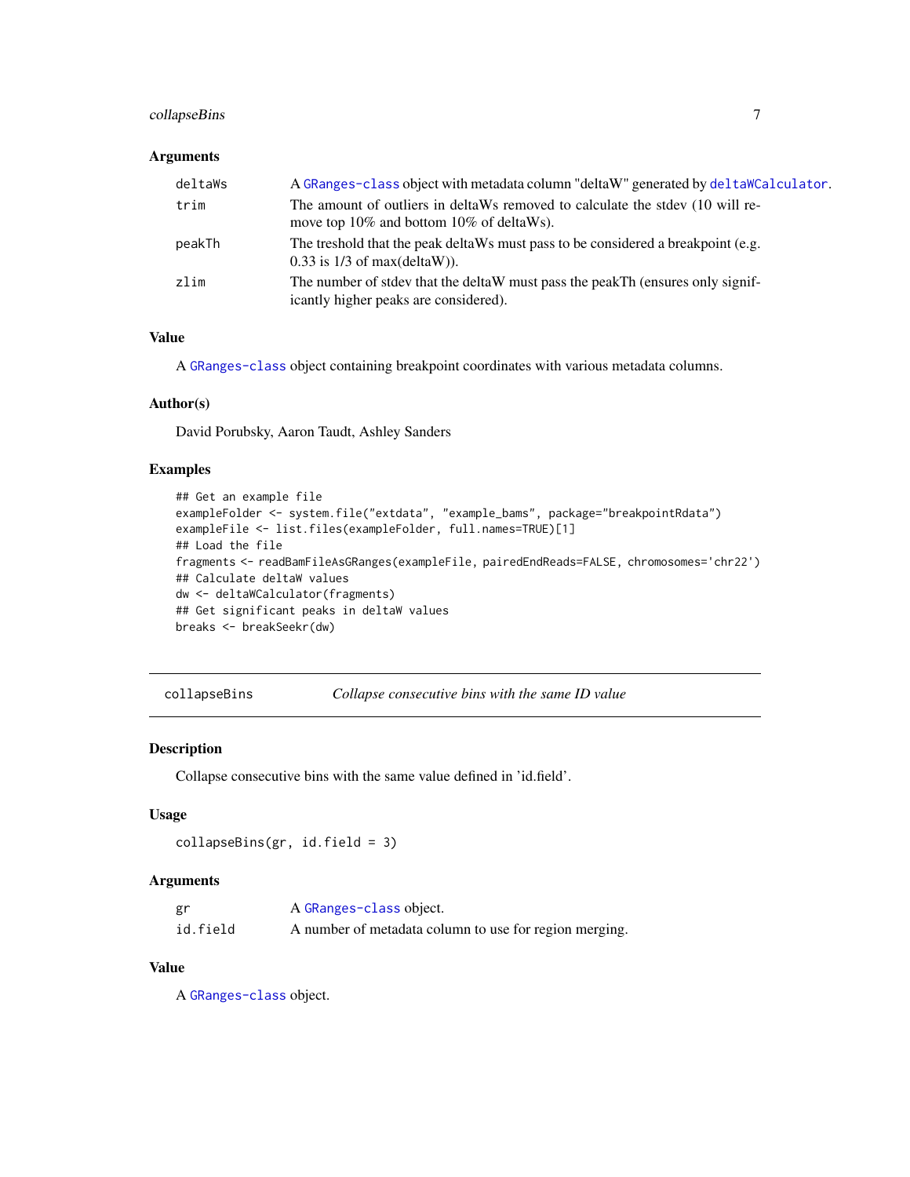### Arguments

| | |
|---|---|
| deltaWs | A GRanges-class object with metadata column "deltaW" generated by deltaWCalculator. |
| trim | The amount of outliers in deltaWs removed to calculate the stdev (10 will remove top 10% and bottom 10% of deltaWs). |
| peakTh | The treshold that the peak deltaWs must pass to be considered a breakpoint (e.g. 0.33 is 1/3 of max(deltaW)). |
| zlim | The number of stdev that the deltaW must pass the peakTh (ensures only significantly higher peaks are considered). |

### Value

A GRanges-class object containing breakpoint coordinates with various metadata columns.

### Author(s)

David Porubsky, Aaron Taudt, Ashley Sanders

### Examples

```
## Get an example file
exampleFolder <- system.file("extdata", "example_bams", package="breakpointRdata")
exampleFile <- list.files(exampleFolder, full.names=TRUE)[1]
## Load the file
fragments <- readBamFileAsGRanges(exampleFile, pairedEndReads=FALSE, chromosomes='chr22')
## Calculate deltaW values
dw <- deltaWCalculator(fragments)
## Get significant peaks in deltaW values
breaks <- breakSeekr(dw)
```

---

## collapseBins — *Collapse consecutive bins with the same ID value*

### Description

Collapse consecutive bins with the same value defined in 'id.field'.

### Usage

```
collapseBins(gr, id.field = 3)
```

### Arguments

| | |
|---|---|
| gr | A GRanges-class object. |
| id.field | A number of metadata column to use for region merging. |

### Value

A GRanges-class object.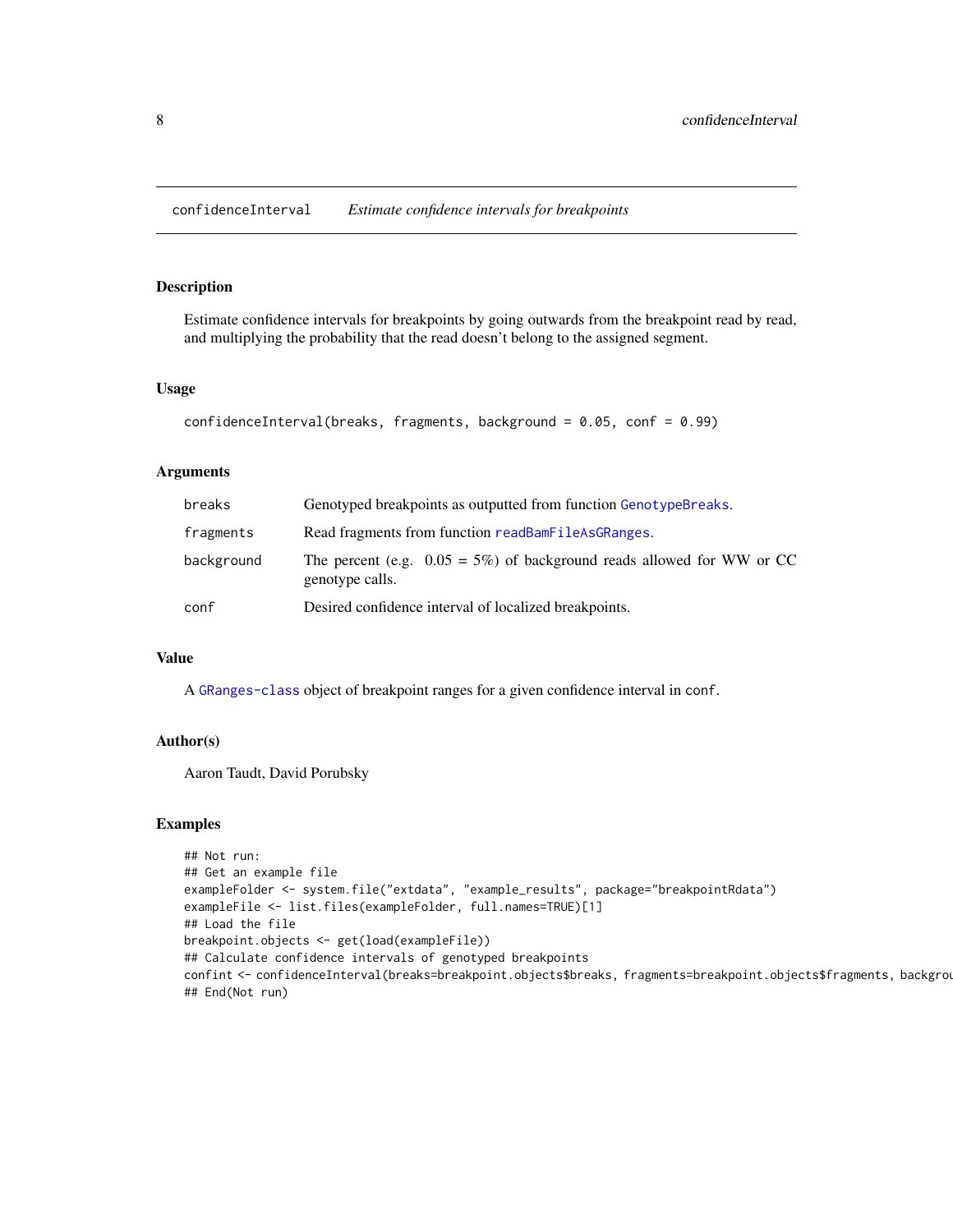# confidenceInterval — *Estimate confidence intervals for breakpoints*

## Description

Estimate confidence intervals for breakpoints by going outwards from the breakpoint read by read, and multiplying the probability that the read doesn't belong to the assigned segment.

## Usage

```
confidenceInterval(breaks, fragments, background = 0.05, conf = 0.99)
```

## Arguments

| | |
|---|---|
| breaks | Genotyped breakpoints as outputted from function `GenotypeBreaks`. |
| fragments | Read fragments from function `readBamFileAsGRanges`. |
| background | The percent (e.g. 0.05 = 5%) of background reads allowed for WW or CC genotype calls. |
| conf | Desired confidence interval of localized breakpoints. |

## Value

A `GRanges-class` object of breakpoint ranges for a given confidence interval in `conf`.

## Author(s)

Aaron Taudt, David Porubsky

## Examples

```
## Not run:
## Get an example file
exampleFolder <- system.file("extdata", "example_results", package="breakpointRdata")
exampleFile <- list.files(exampleFolder, full.names=TRUE)[1]
## Load the file
breakpoint.objects <- get(load(exampleFile))
## Calculate confidence intervals of genotyped breakpoints
confint <- confidenceInterval(breaks=breakpoint.objects$breaks, fragments=breakpoint.objects$fragments, backgrou
## End(Not run)
```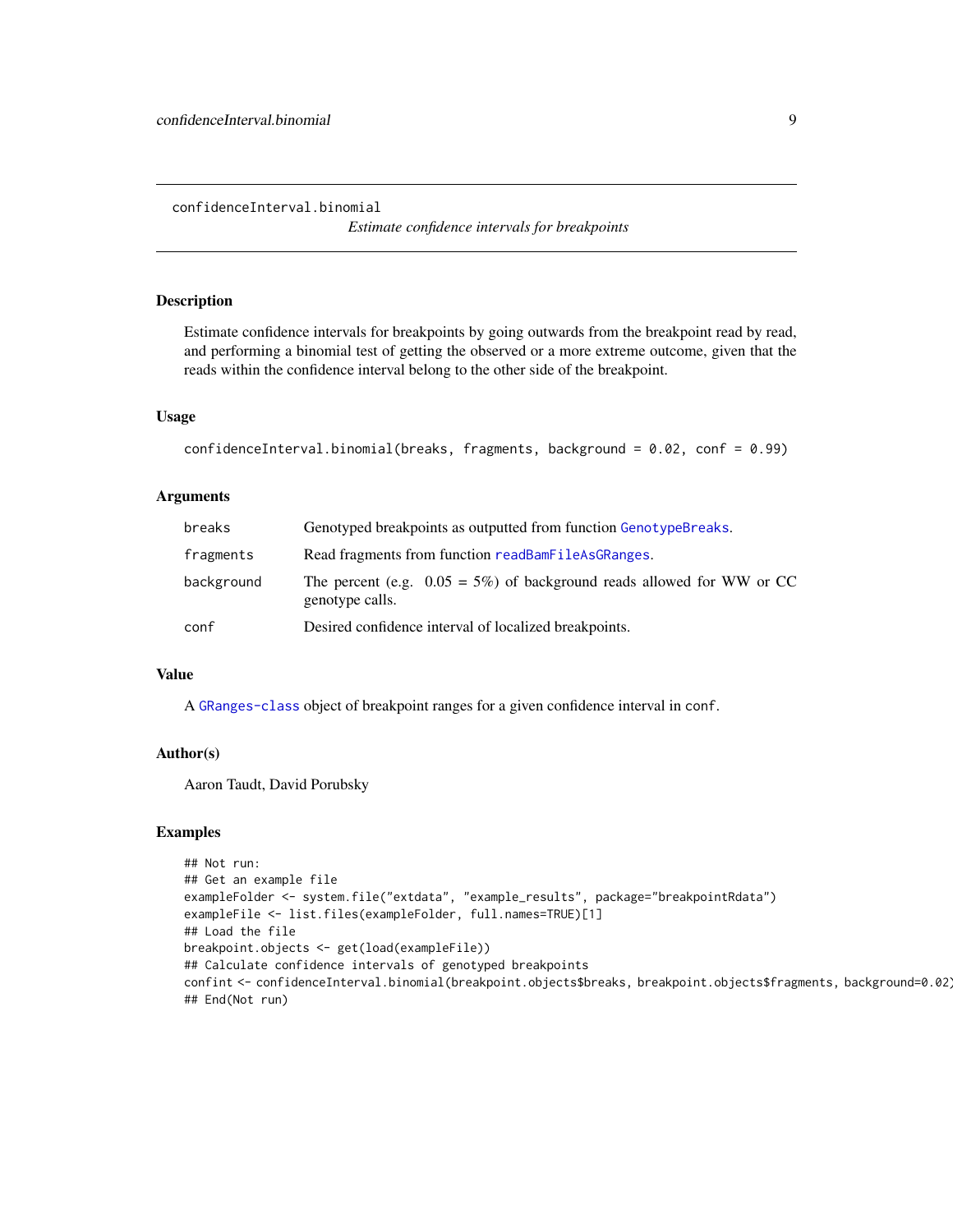confidenceInterval.binomial

*Estimate confidence intervals for breakpoints*

## Description

Estimate confidence intervals for breakpoints by going outwards from the breakpoint read by read, and performing a binomial test of getting the observed or a more extreme outcome, given that the reads within the confidence interval belong to the other side of the breakpoint.

## Usage

```
confidenceInterval.binomial(breaks, fragments, background = 0.02, conf = 0.99)
```

## Arguments

| | |
|---|---|
| breaks | Genotyped breakpoints as outputted from function GenotypeBreaks. |
| fragments | Read fragments from function readBamFileAsGRanges. |
| background | The percent (e.g. 0.05 = 5%) of background reads allowed for WW or CC genotype calls. |
| conf | Desired confidence interval of localized breakpoints. |

## Value

A GRanges-class object of breakpoint ranges for a given confidence interval in conf.

## Author(s)

Aaron Taudt, David Porubsky

## Examples

```
## Not run: 
## Get an example file
exampleFolder <- system.file("extdata", "example_results", package="breakpointRdata")
exampleFile <- list.files(exampleFolder, full.names=TRUE)[1]
## Load the file
breakpoint.objects <- get(load(exampleFile))
## Calculate confidence intervals of genotyped breakpoints
confint <- confidenceInterval.binomial(breakpoint.objects$breaks, breakpoint.objects$fragments, background=0.02)
## End(Not run)
```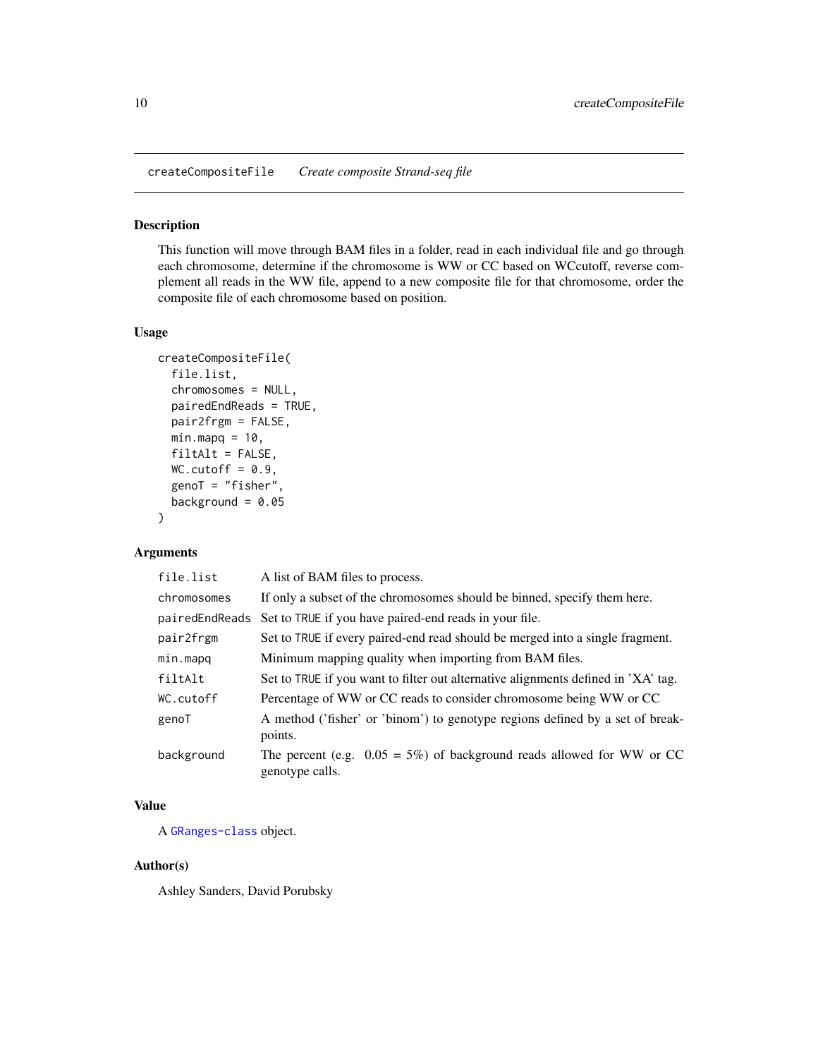## createCompositeFile *Create composite Strand-seq file*

### Description

This function will move through BAM files in a folder, read in each individual file and go through each chromosome, determine if the chromosome is WW or CC based on WCcutoff, reverse complement all reads in the WW file, append to a new composite file for that chromosome, order the composite file of each chromosome based on position.

### Usage

```
createCompositeFile(
  file.list,
  chromosomes = NULL,
  pairedEndReads = TRUE,
  pair2frgm = FALSE,
  min.mapq = 10,
  filtAlt = FALSE,
  WC.cutoff = 0.9,
  genoT = "fisher",
  background = 0.05
)
```

### Arguments

| | |
|---|---|
| `file.list` | A list of BAM files to process. |
| `chromosomes` | If only a subset of the chromosomes should be binned, specify them here. |
| `pairedEndReads` | Set to `TRUE` if you have paired-end reads in your file. |
| `pair2frgm` | Set to `TRUE` if every paired-end read should be merged into a single fragment. |
| `min.mapq` | Minimum mapping quality when importing from BAM files. |
| `filtAlt` | Set to `TRUE` if you want to filter out alternative alignments defined in 'XA' tag. |
| `WC.cutoff` | Percentage of WW or CC reads to consider chromosome being WW or CC |
| `genoT` | A method ('fisher' or 'binom') to genotype regions defined by a set of breakpoints. |
| `background` | The percent (e.g. 0.05 = 5%) of background reads allowed for WW or CC genotype calls. |

### Value

A `GRanges-class` object.

### Author(s)

Ashley Sanders, David Porubsky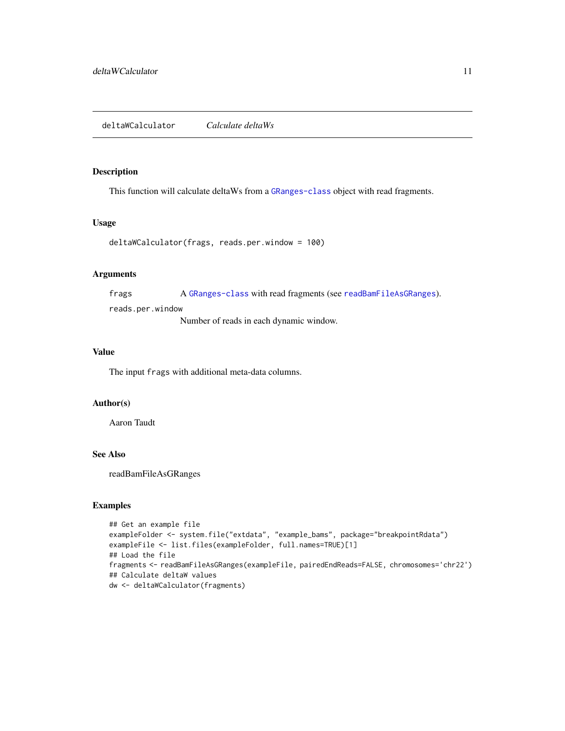## deltaWCalculator *Calculate deltaWs*

### Description

This function will calculate deltaWs from a `GRanges-class` object with read fragments.

### Usage

```
deltaWCalculator(frags, reads.per.window = 100)
```

### Arguments

| | |
|---|---|
| `frags` | A `GRanges-class` with read fragments (see `readBamFileAsGRanges`). |
| `reads.per.window` | Number of reads in each dynamic window. |

### Value

The input `frags` with additional meta-data columns.

### Author(s)

Aaron Taudt

### See Also

readBamFileAsGRanges

### Examples

```
## Get an example file
exampleFolder <- system.file("extdata", "example_bams", package="breakpointRdata")
exampleFile <- list.files(exampleFolder, full.names=TRUE)[1]
## Load the file
fragments <- readBamFileAsGRanges(exampleFile, pairedEndReads=FALSE, chromosomes='chr22')
## Calculate deltaW values
dw <- deltaWCalculator(fragments)
```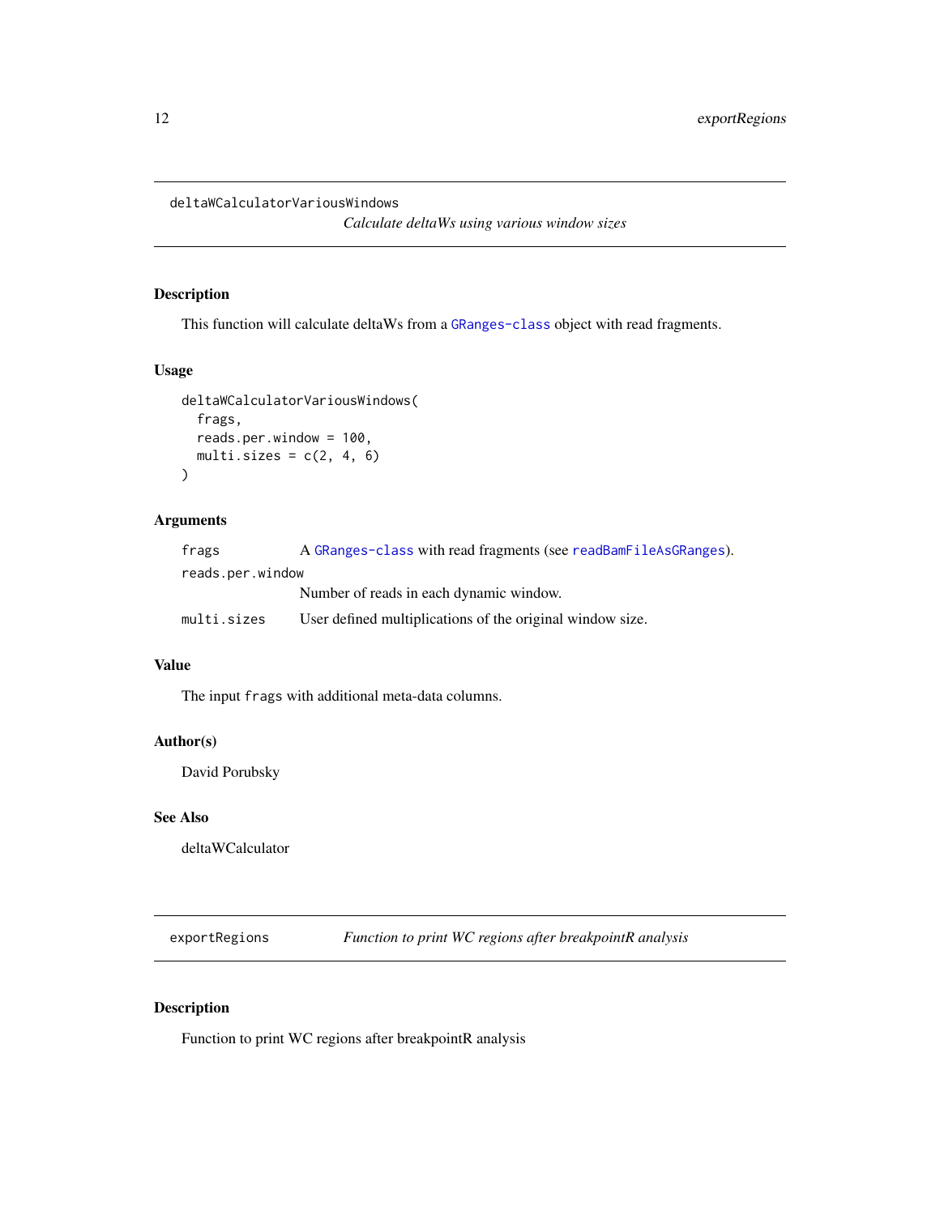## deltaWCalculatorVariousWindows

*Calculate deltaWs using various window sizes*

### Description

This function will calculate deltaWs from a GRanges-class object with read fragments.

### Usage

```
deltaWCalculatorVariousWindows(
  frags,
  reads.per.window = 100,
  multi.sizes = c(2, 4, 6)
)
```

### Arguments

| | |
|---|---|
| `frags` | A GRanges-class with read fragments (see readBamFileAsGRanges). |
| `reads.per.window` | Number of reads in each dynamic window. |
| `multi.sizes` | User defined multiplications of the original window size. |

### Value

The input `frags` with additional meta-data columns.

### Author(s)

David Porubsky

### See Also

deltaWCalculator

## exportRegions

*Function to print WC regions after breakpointR analysis*

### Description

Function to print WC regions after breakpointR analysis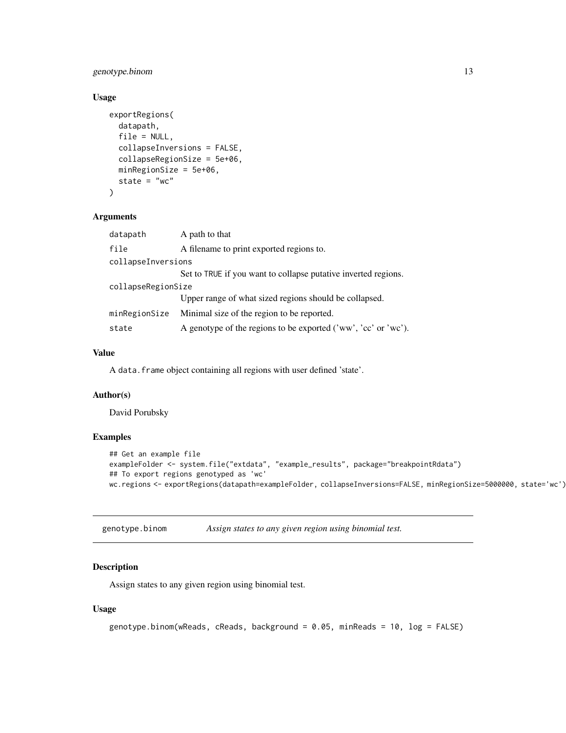## Usage

```
exportRegions(
  datapath,
  file = NULL,
  collapseInversions = FALSE,
  collapseRegionSize = 5e+06,
  minRegionSize = 5e+06,
  state = "wc"
)
```

## Arguments

| | |
|---|---|
| `datapath` | A path to that |
| `file` | A filename to print exported regions to. |
| `collapseInversions` | Set to TRUE if you want to collapse putative inverted regions. |
| `collapseRegionSize` | Upper range of what sized regions should be collapsed. |
| `minRegionSize` | Minimal size of the region to be reported. |
| `state` | A genotype of the regions to be exported ('ww', 'cc' or 'wc'). |

## Value

A `data.frame` object containing all regions with user defined 'state'.

## Author(s)

David Porubsky

## Examples

```
## Get an example file
exampleFolder <- system.file("extdata", "example_results", package="breakpointRdata")
## To export regions genotyped as 'wc'
wc.regions <- exportRegions(datapath=exampleFolder, collapseInversions=FALSE, minRegionSize=5000000, state='wc')
```

---

# genotype.binom — *Assign states to any given region using binomial test.*

## Description

Assign states to any given region using binomial test.

## Usage

```
genotype.binom(wReads, cReads, background = 0.05, minReads = 10, log = FALSE)
```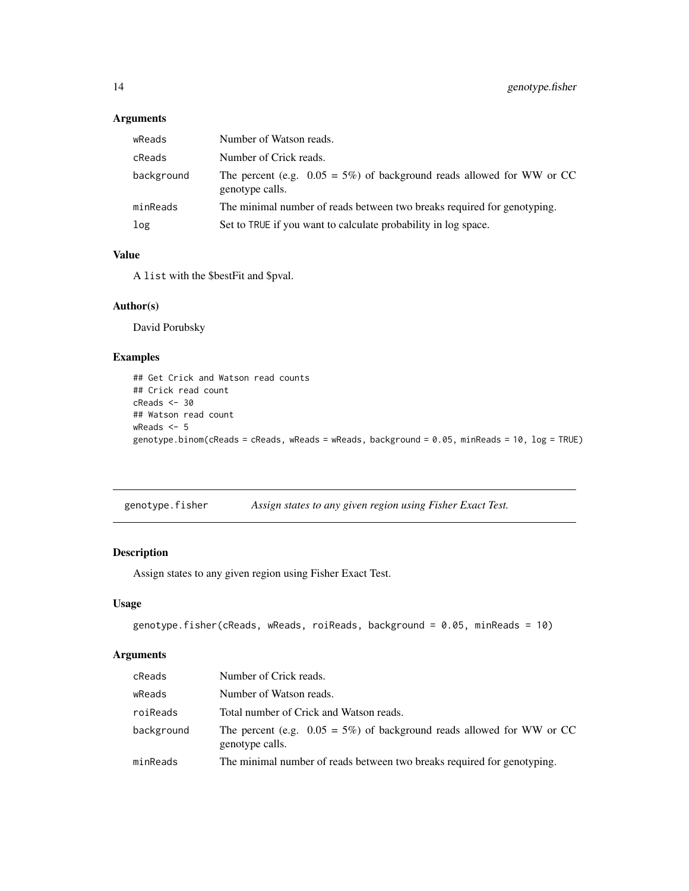### Arguments

| | |
|---|---|
| wReads | Number of Watson reads. |
| cReads | Number of Crick reads. |
| background | The percent (e.g. 0.05 = 5%) of background reads allowed for WW or CC genotype calls. |
| minReads | The minimal number of reads between two breaks required for genotyping. |
| log | Set to TRUE if you want to calculate probability in log space. |

### Value

A list with the $bestFit and $pval.

### Author(s)

David Porubsky

### Examples

```
## Get Crick and Watson read counts
## Crick read count
cReads <- 30
## Watson read count
wReads <- 5
genotype.binom(cReads = cReads, wReads = wReads, background = 0.05, minReads = 10, log = TRUE)
```

---

## genotype.fisher — *Assign states to any given region using Fisher Exact Test.*

### Description

Assign states to any given region using Fisher Exact Test.

### Usage

```
genotype.fisher(cReads, wReads, roiReads, background = 0.05, minReads = 10)
```

### Arguments

| | |
|---|---|
| cReads | Number of Crick reads. |
| wReads | Number of Watson reads. |
| roiReads | Total number of Crick and Watson reads. |
| background | The percent (e.g. 0.05 = 5%) of background reads allowed for WW or CC genotype calls. |
| minReads | The minimal number of reads between two breaks required for genotyping. |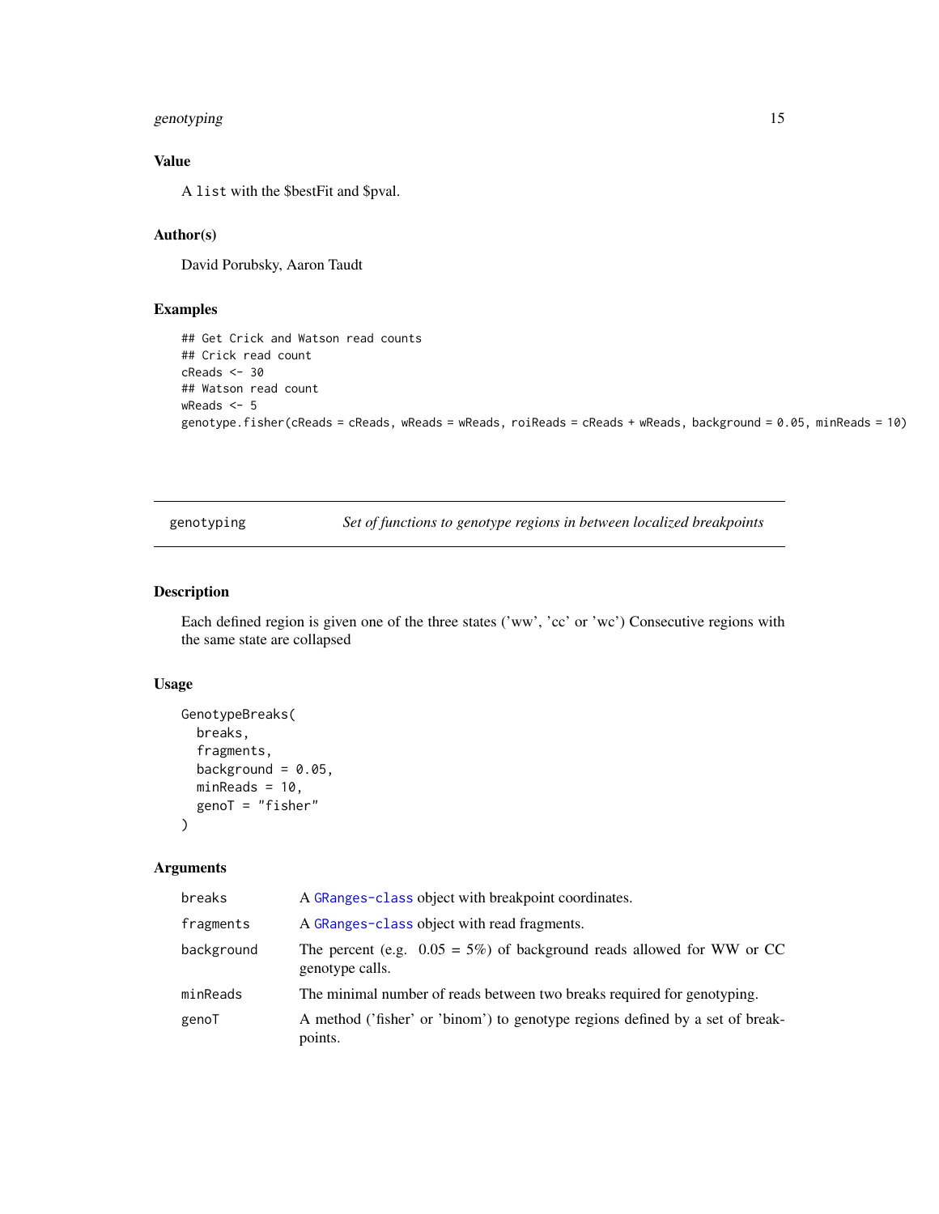### Value

A list with the $bestFit and $pval.

### Author(s)

David Porubsky, Aaron Taudt

### Examples

```
## Get Crick and Watson read counts
## Crick read count
cReads <- 30
## Watson read count
wReads <- 5
genotype.fisher(cReads = cReads, wReads = wReads, roiReads = cReads + wReads, background = 0.05, minReads = 10)
```

---

## genotyping — *Set of functions to genotype regions in between localized breakpoints*

---

### Description

Each defined region is given one of the three states ('ww', 'cc' or 'wc') Consecutive regions with the same state are collapsed

### Usage

```
GenotypeBreaks(
  breaks,
  fragments,
  background = 0.05,
  minReads = 10,
  genoT = "fisher"
)
```

### Arguments

| | |
|---|---|
| breaks | A GRanges-class object with breakpoint coordinates. |
| fragments | A GRanges-class object with read fragments. |
| background | The percent (e.g. 0.05 = 5%) of background reads allowed for WW or CC genotype calls. |
| minReads | The minimal number of reads between two breaks required for genotyping. |
| genoT | A method ('fisher' or 'binom') to genotype regions defined by a set of breakpoints. |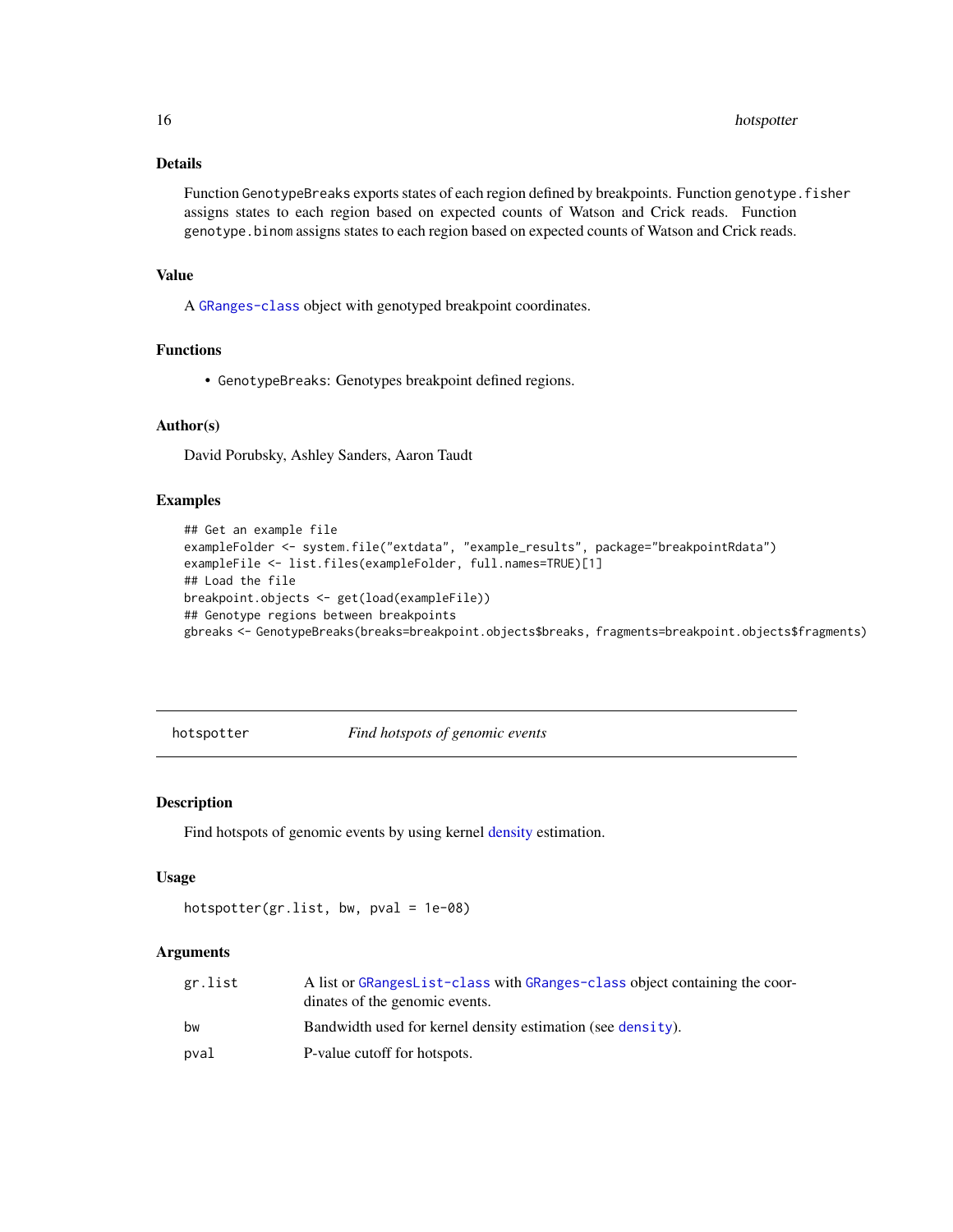### Details

Function GenotypeBreaks exports states of each region defined by breakpoints. Function genotype.fisher assigns states to each region based on expected counts of Watson and Crick reads. Function genotype.binom assigns states to each region based on expected counts of Watson and Crick reads.

### Value

A GRanges-class object with genotyped breakpoint coordinates.

### Functions

- GenotypeBreaks: Genotypes breakpoint defined regions.

### Author(s)

David Porubsky, Ashley Sanders, Aaron Taudt

### Examples

```
## Get an example file
exampleFolder <- system.file("extdata", "example_results", package="breakpointRdata")
exampleFile <- list.files(exampleFolder, full.names=TRUE)[1]
## Load the file
breakpoint.objects <- get(load(exampleFile))
## Genotype regions between breakpoints
gbreaks <- GenotypeBreaks(breaks=breakpoint.objects$breaks, fragments=breakpoint.objects$fragments)
```

---

## hotspotter — *Find hotspots of genomic events*

### Description

Find hotspots of genomic events by using kernel density estimation.

### Usage

```
hotspotter(gr.list, bw, pval = 1e-08)
```

### Arguments

| | |
|---|---|
| gr.list | A list or GRangesList-class with GRanges-class object containing the coordinates of the genomic events. |
| bw | Bandwidth used for kernel density estimation (see density). |
| pval | P-value cutoff for hotspots. |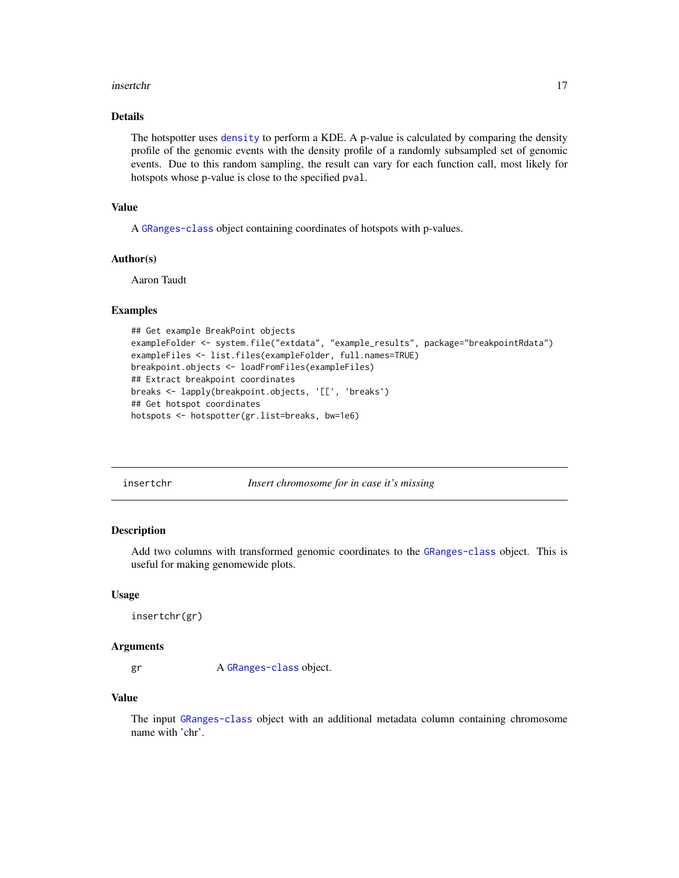### Details

The hotspotter uses `density` to perform a KDE. A p-value is calculated by comparing the density profile of the genomic events with the density profile of a randomly subsampled set of genomic events. Due to this random sampling, the result can vary for each function call, most likely for hotspots whose p-value is close to the specified `pval`.

### Value

A `GRanges-class` object containing coordinates of hotspots with p-values.

### Author(s)

Aaron Taudt

### Examples

```
## Get example BreakPoint objects
exampleFolder <- system.file("extdata", "example_results", package="breakpointRdata")
exampleFiles <- list.files(exampleFolder, full.names=TRUE)
breakpoint.objects <- loadFromFiles(exampleFiles)
## Extract breakpoint coordinates
breaks <- lapply(breakpoint.objects, '[[', 'breaks')
## Get hotspot coordinates
hotspots <- hotspotter(gr.list=breaks, bw=1e6)
```

---

## insertchr — *Insert chromosome for in case it's missing*

### Description

Add two columns with transformed genomic coordinates to the `GRanges-class` object. This is useful for making genomewide plots.

### Usage

```
insertchr(gr)
```

### Arguments

| | |
|---|---|
| gr | A `GRanges-class` object. |

### Value

The input `GRanges-class` object with an additional metadata column containing chromosome name with 'chr'.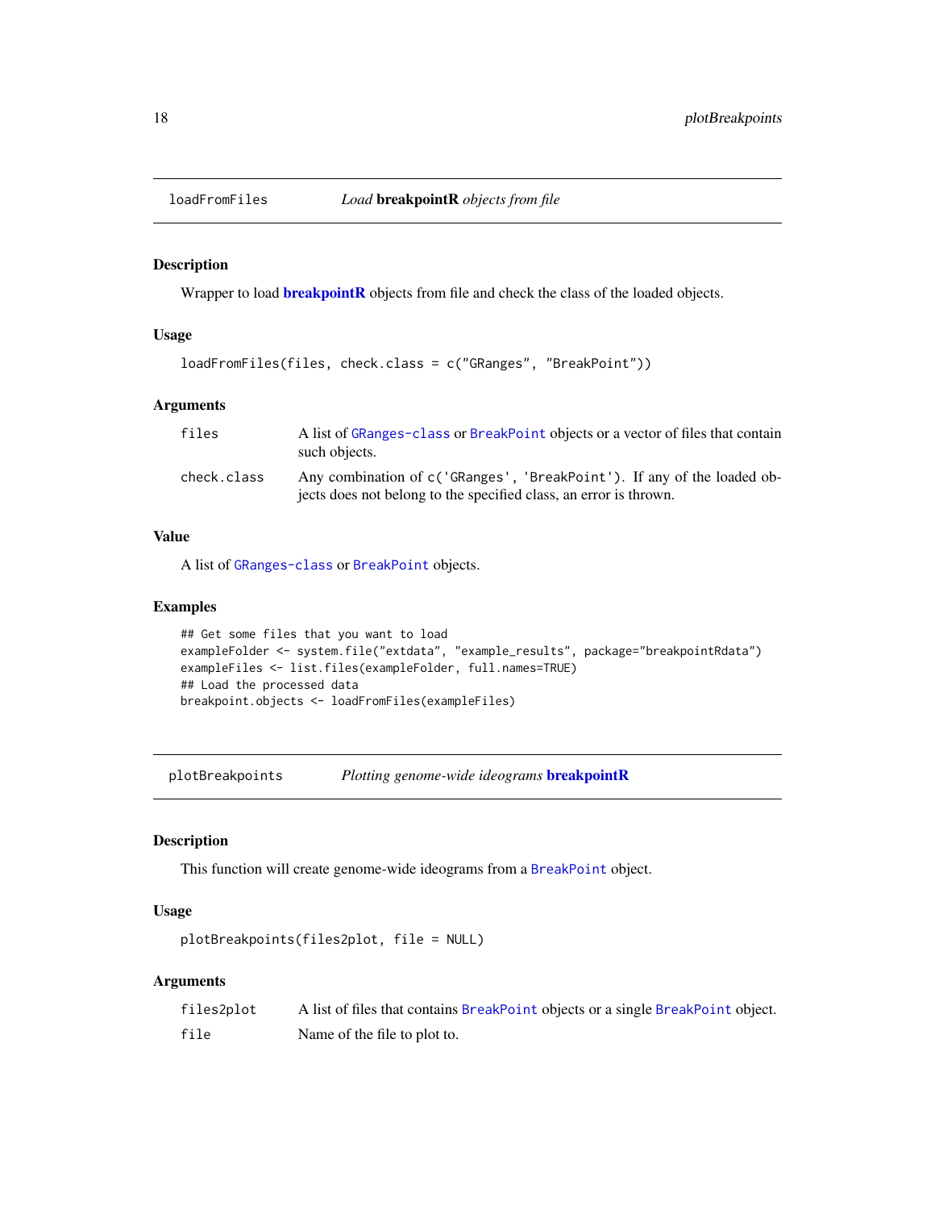## loadFromFiles — *Load* **breakpointR** *objects from file*

### Description

Wrapper to load **breakpointR** objects from file and check the class of the loaded objects.

### Usage

```
loadFromFiles(files, check.class = c("GRanges", "BreakPoint"))
```

### Arguments

| | |
|---|---|
| `files` | A list of `GRanges-class` or `BreakPoint` objects or a vector of files that contain such objects. |
| `check.class` | Any combination of `c('GRanges', 'BreakPoint')`. If any of the loaded objects does not belong to the specified class, an error is thrown. |

### Value

A list of `GRanges-class` or `BreakPoint` objects.

### Examples

```
## Get some files that you want to load
exampleFolder <- system.file("extdata", "example_results", package="breakpointRdata")
exampleFiles <- list.files(exampleFolder, full.names=TRUE)
## Load the processed data
breakpoint.objects <- loadFromFiles(exampleFiles)
```

## plotBreakpoints — *Plotting genome-wide ideograms* **breakpointR**

### Description

This function will create genome-wide ideograms from a `BreakPoint` object.

### Usage

```
plotBreakpoints(files2plot, file = NULL)
```

### Arguments

| | |
|---|---|
| `files2plot` | A list of files that contains `BreakPoint` objects or a single `BreakPoint` object. |
| `file` | Name of the file to plot to. |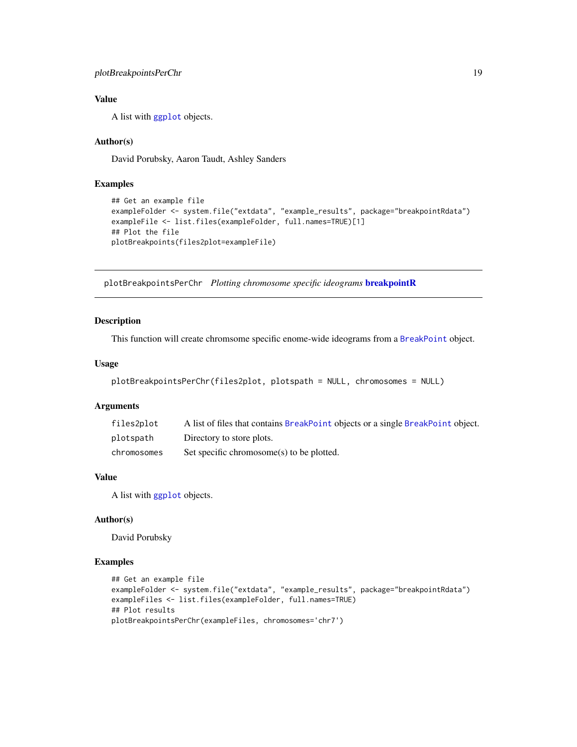### Value

A list with `ggplot` objects.

### Author(s)

David Porubsky, Aaron Taudt, Ashley Sanders

### Examples

```
## Get an example file
exampleFolder <- system.file("extdata", "example_results", package="breakpointRdata")
exampleFile <- list.files(exampleFolder, full.names=TRUE)[1]
## Plot the file
plotBreakpoints(files2plot=exampleFile)
```

---

## plotBreakpointsPerChr *Plotting chromosome specific ideograms* **breakpointR**

---

### Description

This function will create chromsome specific enome-wide ideograms from a `BreakPoint` object.

### Usage

```
plotBreakpointsPerChr(files2plot, plotspath = NULL, chromosomes = NULL)
```

### Arguments

| | |
|---|---|
| `files2plot` | A list of files that contains `BreakPoint` objects or a single `BreakPoint` object. |
| `plotspath` | Directory to store plots. |
| `chromosomes` | Set specific chromosome(s) to be plotted. |

### Value

A list with `ggplot` objects.

### Author(s)

David Porubsky

### Examples

```
## Get an example file
exampleFolder <- system.file("extdata", "example_results", package="breakpointRdata")
exampleFiles <- list.files(exampleFolder, full.names=TRUE)
## Plot results
plotBreakpointsPerChr(exampleFiles, chromosomes='chr7')
```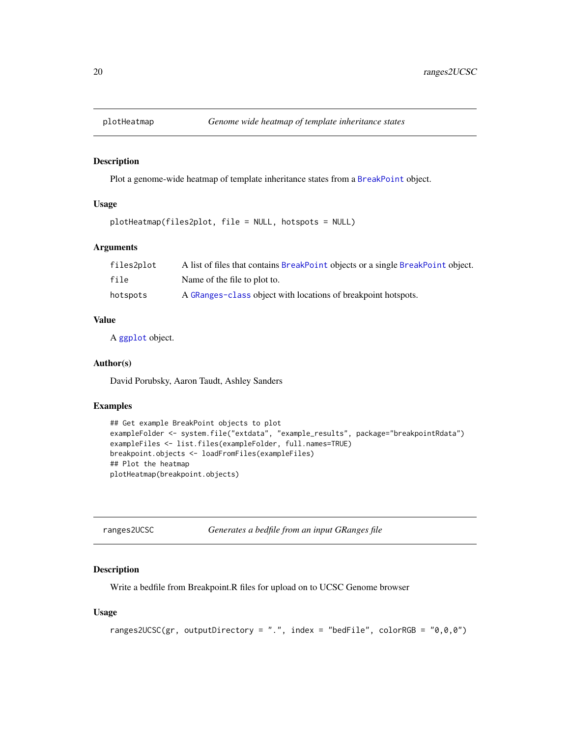## plotHeatmap — *Genome wide heatmap of template inheritance states*

### Description

Plot a genome-wide heatmap of template inheritance states from a BreakPoint object.

### Usage

```
plotHeatmap(files2plot, file = NULL, hotspots = NULL)
```

### Arguments

| | |
|---|---|
| files2plot | A list of files that contains BreakPoint objects or a single BreakPoint object. |
| file | Name of the file to plot to. |
| hotspots | A GRanges-class object with locations of breakpoint hotspots. |

### Value

A ggplot object.

### Author(s)

David Porubsky, Aaron Taudt, Ashley Sanders

### Examples

```
## Get example BreakPoint objects to plot
exampleFolder <- system.file("extdata", "example_results", package="breakpointRdata")
exampleFiles <- list.files(exampleFolder, full.names=TRUE)
breakpoint.objects <- loadFromFiles(exampleFiles)
## Plot the heatmap
plotHeatmap(breakpoint.objects)
```

## ranges2UCSC — *Generates a bedfile from an input GRanges file*

### Description

Write a bedfile from Breakpoint.R files for upload on to UCSC Genome browser

### Usage

```
ranges2UCSC(gr, outputDirectory = ".", index = "bedFile", colorRGB = "0,0,0")
```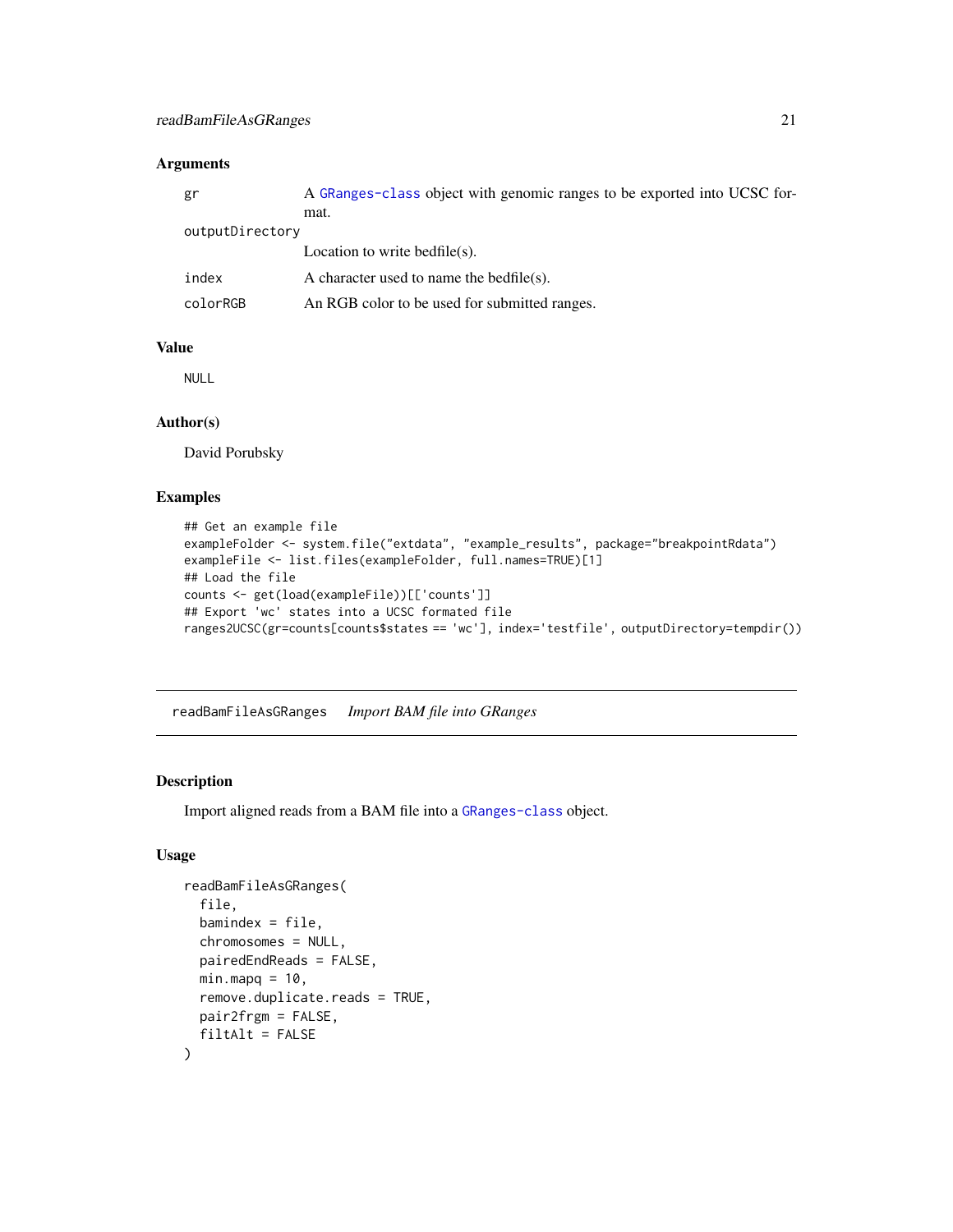### Arguments

| | |
|---|---|
| gr | A GRanges-class object with genomic ranges to be exported into UCSC format. |
| outputDirectory | Location to write bedfile(s). |
| index | A character used to name the bedfile(s). |
| colorRGB | An RGB color to be used for submitted ranges. |

### Value

NULL

### Author(s)

David Porubsky

### Examples

```
## Get an example file
exampleFolder <- system.file("extdata", "example_results", package="breakpointRdata")
exampleFile <- list.files(exampleFolder, full.names=TRUE)[1]
## Load the file
counts <- get(load(exampleFile))[['counts']]
## Export 'wc' states into a UCSC formated file
ranges2UCSC(gr=counts[counts$states == 'wc'], index='testfile', outputDirectory=tempdir())
```

---

## readBamFileAsGRanges    *Import BAM file into GRanges*

### Description

Import aligned reads from a BAM file into a GRanges-class object.

### Usage

```
readBamFileAsGRanges(
  file,
  bamindex = file,
  chromosomes = NULL,
  pairedEndReads = FALSE,
  min.mapq = 10,
  remove.duplicate.reads = TRUE,
  pair2frgm = FALSE,
  filtAlt = FALSE
)
```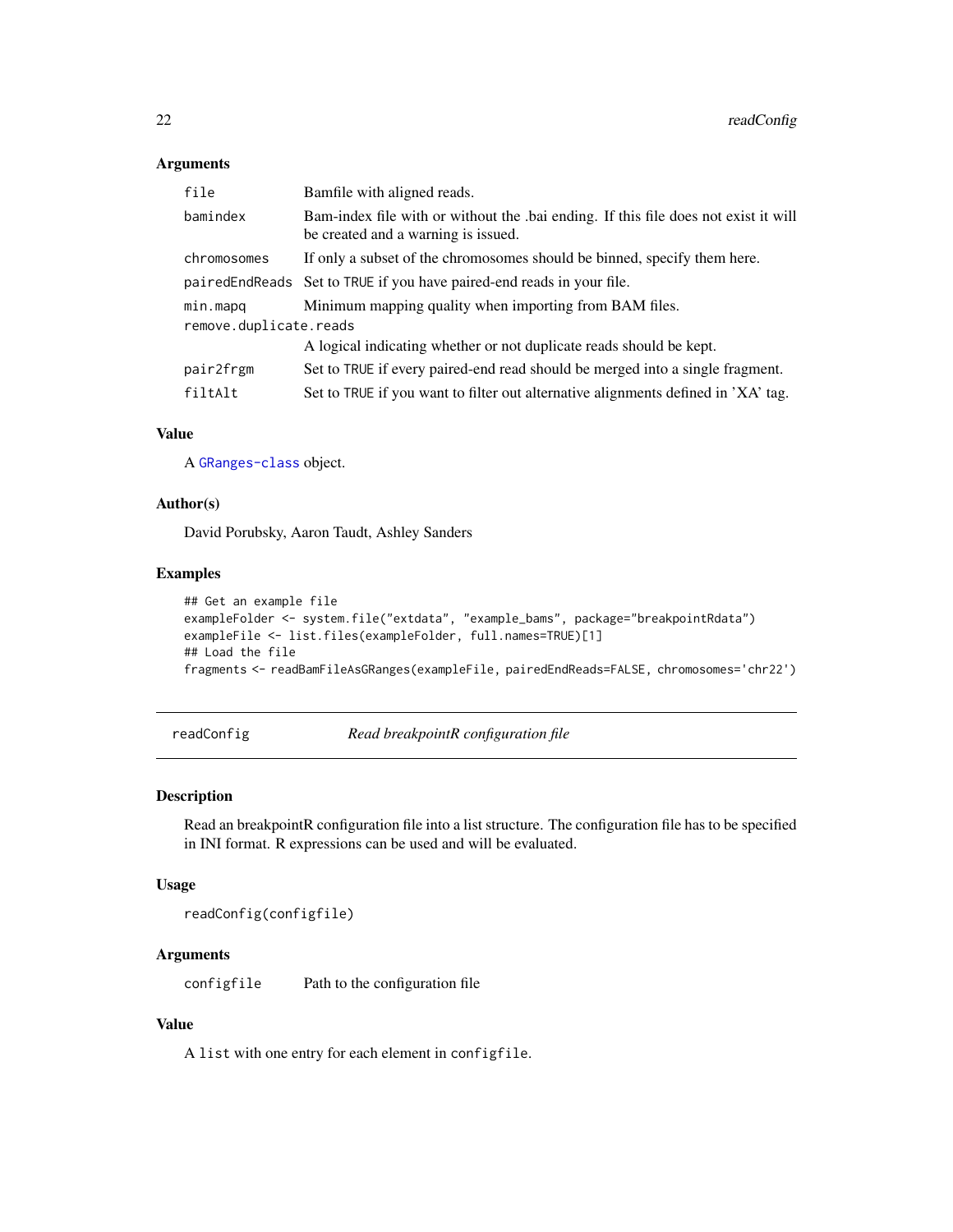### Arguments

| | |
|---|---|
| `file` | Bamfile with aligned reads. |
| `bamindex` | Bam-index file with or without the .bai ending. If this file does not exist it will be created and a warning is issued. |
| `chromosomes` | If only a subset of the chromosomes should be binned, specify them here. |
| `pairedEndReads` | Set to `TRUE` if you have paired-end reads in your file. |
| `min.mapq` | Minimum mapping quality when importing from BAM files. |
| `remove.duplicate.reads` | A logical indicating whether or not duplicate reads should be kept. |
| `pair2frgm` | Set to `TRUE` if every paired-end read should be merged into a single fragment. |
| `filtAlt` | Set to `TRUE` if you want to filter out alternative alignments defined in 'XA' tag. |

### Value

A `GRanges-class` object.

### Author(s)

David Porubsky, Aaron Taudt, Ashley Sanders

### Examples

```
## Get an example file
exampleFolder <- system.file("extdata", "example_bams", package="breakpointRdata")
exampleFile <- list.files(exampleFolder, full.names=TRUE)[1]
## Load the file
fragments <- readBamFileAsGRanges(exampleFile, pairedEndReads=FALSE, chromosomes='chr22')
```

---

## readConfig — *Read breakpointR configuration file*

### Description

Read an breakpointR configuration file into a list structure. The configuration file has to be specified in INI format. R expressions can be used and will be evaluated.

### Usage

```
readConfig(configfile)
```

### Arguments

| | |
|---|---|
| `configfile` | Path to the configuration file |

### Value

A `list` with one entry for each element in `configfile`.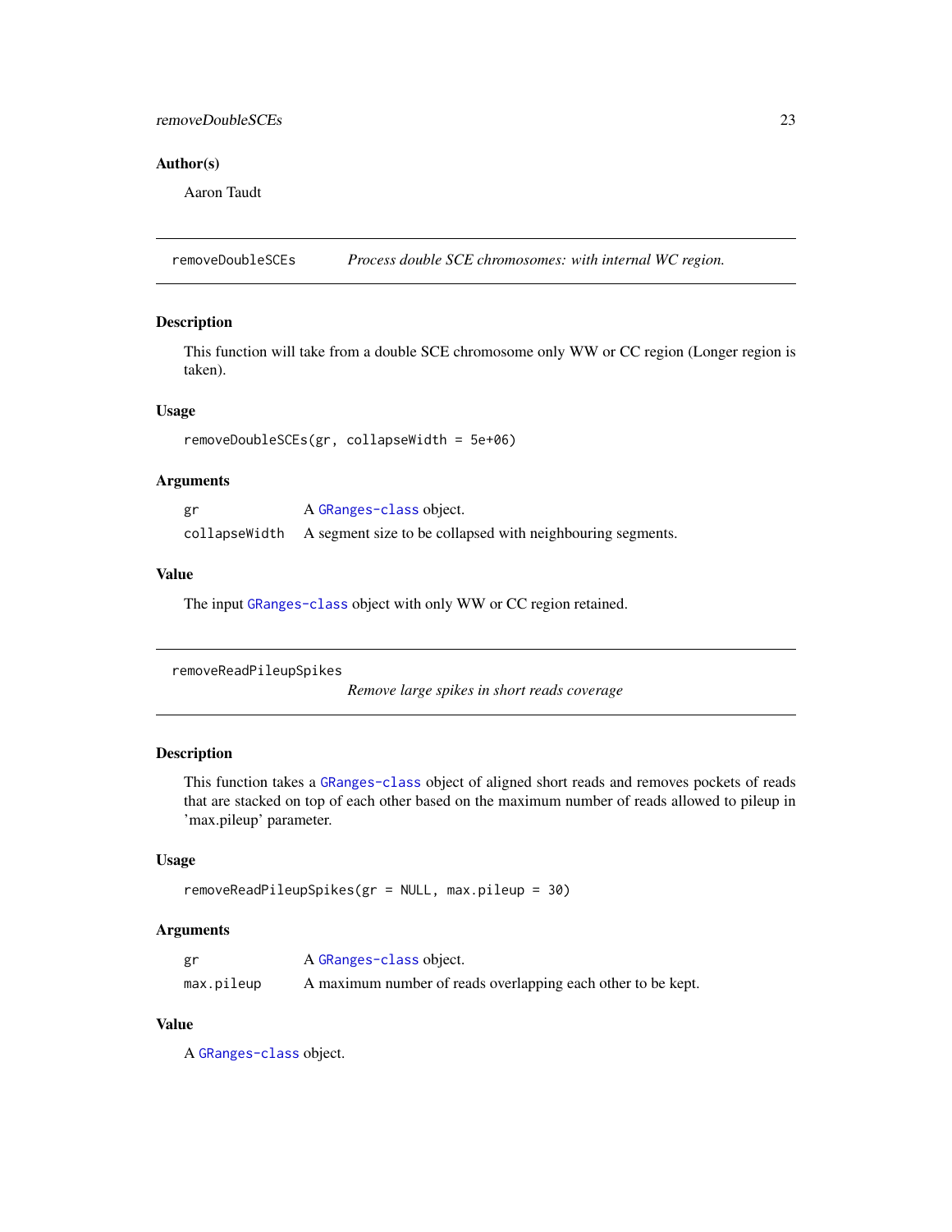### Author(s)

Aaron Taudt

---

## removeDoubleSCEs — *Process double SCE chromosomes: with internal WC region.*

### Description

This function will take from a double SCE chromosome only WW or CC region (Longer region is taken).

### Usage

```
removeDoubleSCEs(gr, collapseWidth = 5e+06)
```

### Arguments

| | |
|---|---|
| gr | A GRanges-class object. |
| collapseWidth | A segment size to be collapsed with neighbouring segments. |

### Value

The input GRanges-class object with only WW or CC region retained.

---

## removeReadPileupSpikes — *Remove large spikes in short reads coverage*

### Description

This function takes a GRanges-class object of aligned short reads and removes pockets of reads that are stacked on top of each other based on the maximum number of reads allowed to pileup in 'max.pileup' parameter.

### Usage

```
removeReadPileupSpikes(gr = NULL, max.pileup = 30)
```

### Arguments

| | |
|---|---|
| gr | A GRanges-class object. |
| max.pileup | A maximum number of reads overlapping each other to be kept. |

### Value

A GRanges-class object.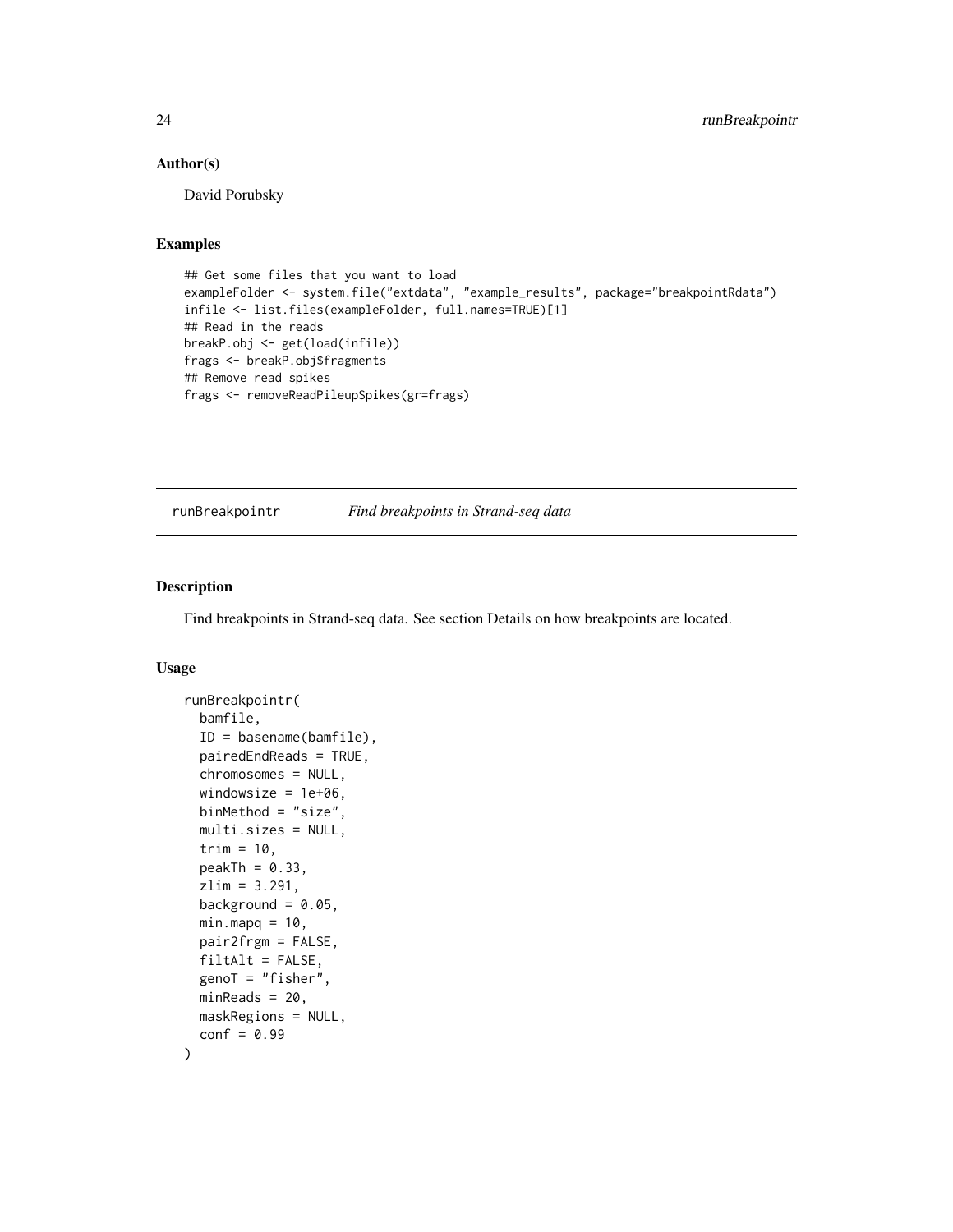## Author(s)

David Porubsky

## Examples

```
## Get some files that you want to load
exampleFolder <- system.file("extdata", "example_results", package="breakpointRdata")
infile <- list.files(exampleFolder, full.names=TRUE)[1]
## Read in the reads
breakP.obj <- get(load(infile))
frags <- breakP.obj$fragments
## Remove read spikes
frags <- removeReadPileupSpikes(gr=frags)
```

---

# runBreakpointr *Find breakpoints in Strand-seq data*

---

## Description

Find breakpoints in Strand-seq data. See section Details on how breakpoints are located.

## Usage

```
runBreakpointr(
  bamfile,
  ID = basename(bamfile),
  pairedEndReads = TRUE,
  chromosomes = NULL,
  windowsize = 1e+06,
  binMethod = "size",
  multi.sizes = NULL,
  trim = 10,
  peakTh = 0.33,
  zlim = 3.291,
  background = 0.05,
  min.mapq = 10,
  pair2frgm = FALSE,
  filtAlt = FALSE,
  genoT = "fisher",
  minReads = 20,
  maskRegions = NULL,
  conf = 0.99
)
```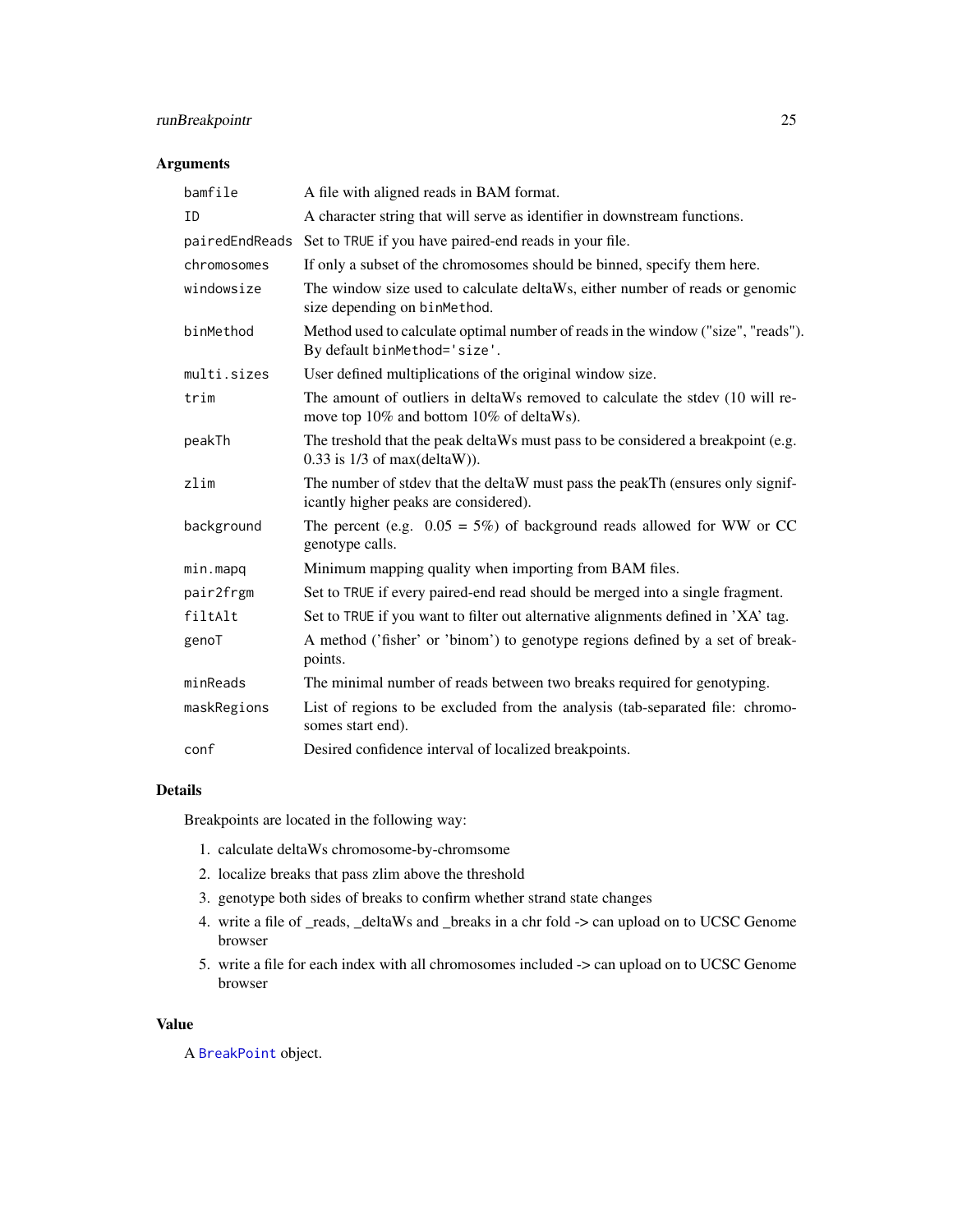## Arguments

| | |
|---|---|
| bamfile | A file with aligned reads in BAM format. |
| ID | A character string that will serve as identifier in downstream functions. |
| pairedEndReads | Set to TRUE if you have paired-end reads in your file. |
| chromosomes | If only a subset of the chromosomes should be binned, specify them here. |
| windowsize | The window size used to calculate deltaWs, either number of reads or genomic size depending on binMethod. |
| binMethod | Method used to calculate optimal number of reads in the window ("size", "reads"). By default binMethod='size'. |
| multi.sizes | User defined multiplications of the original window size. |
| trim | The amount of outliers in deltaWs removed to calculate the stdev (10 will remove top 10% and bottom 10% of deltaWs). |
| peakTh | The treshold that the peak deltaWs must pass to be considered a breakpoint (e.g. 0.33 is 1/3 of max(deltaW)). |
| zlim | The number of stdev that the deltaW must pass the peakTh (ensures only significantly higher peaks are considered). |
| background | The percent (e.g. 0.05 = 5%) of background reads allowed for WW or CC genotype calls. |
| min.mapq | Minimum mapping quality when importing from BAM files. |
| pair2frgm | Set to TRUE if every paired-end read should be merged into a single fragment. |
| filtAlt | Set to TRUE if you want to filter out alternative alignments defined in 'XA' tag. |
| genoT | A method ('fisher' or 'binom') to genotype regions defined by a set of breakpoints. |
| minReads | The minimal number of reads between two breaks required for genotyping. |
| maskRegions | List of regions to be excluded from the analysis (tab-separated file: chromosomes start end). |
| conf | Desired confidence interval of localized breakpoints. |

## Details

Breakpoints are located in the following way:

1. calculate deltaWs chromosome-by-chromsome
2. localize breaks that pass zlim above the threshold
3. genotype both sides of breaks to confirm whether strand state changes
4. write a file of _reads, _deltaWs and _breaks in a chr fold -> can upload on to UCSC Genome browser
5. write a file for each index with all chromosomes included -> can upload on to UCSC Genome browser

## Value

A BreakPoint object.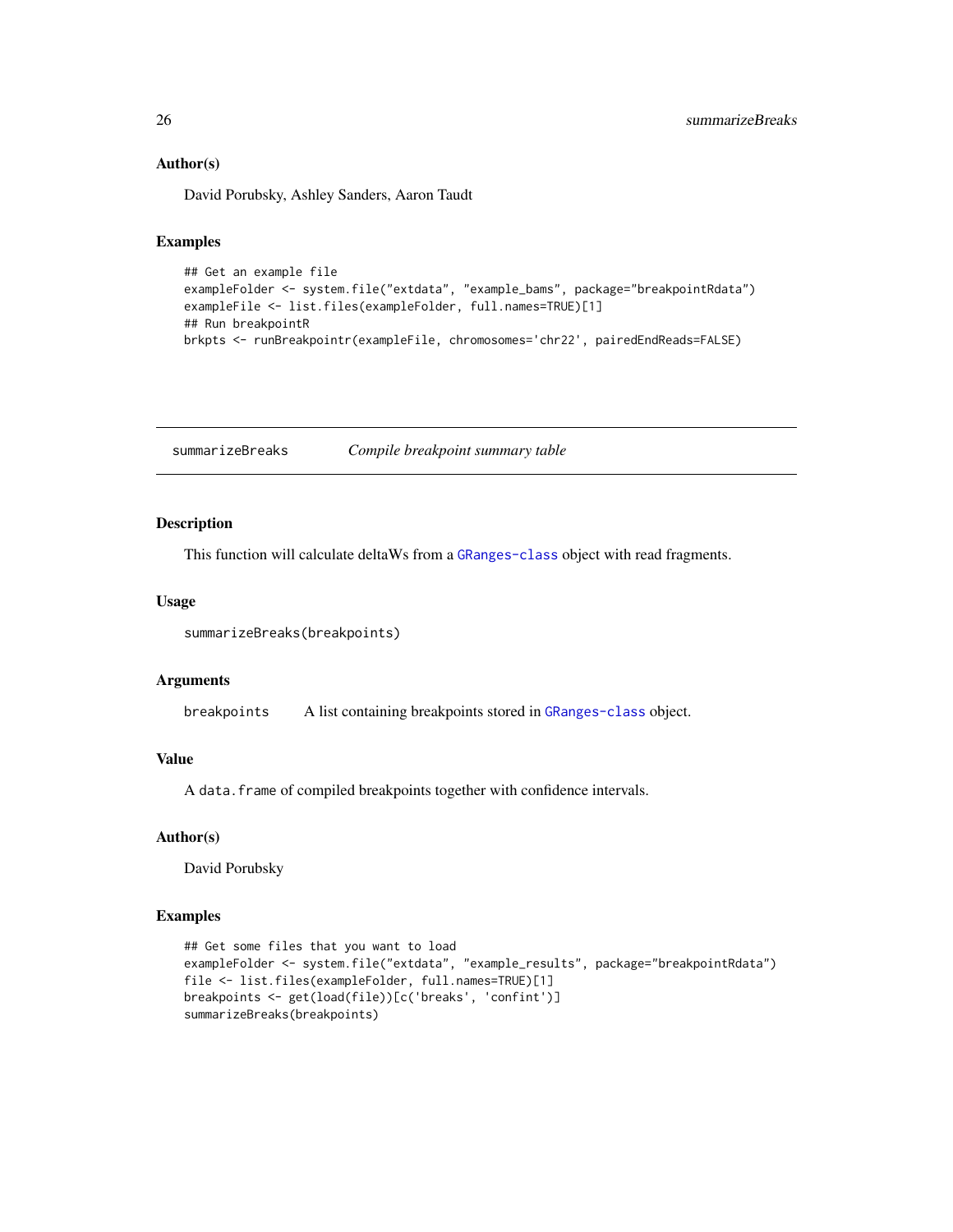### Author(s)

David Porubsky, Ashley Sanders, Aaron Taudt

### Examples

```
## Get an example file
exampleFolder <- system.file("extdata", "example_bams", package="breakpointRdata")
exampleFile <- list.files(exampleFolder, full.names=TRUE)[1]
## Run breakpointR
brkpts <- runBreakpointr(exampleFile, chromosomes='chr22', pairedEndReads=FALSE)
```

---

## summarizeBreaks *Compile breakpoint summary table*

---

### Description

This function will calculate deltaWs from a GRanges-class object with read fragments.

### Usage

```
summarizeBreaks(breakpoints)
```

### Arguments

breakpoints    A list containing breakpoints stored in GRanges-class object.

### Value

A data.frame of compiled breakpoints together with confidence intervals.

### Author(s)

David Porubsky

### Examples

```
## Get some files that you want to load
exampleFolder <- system.file("extdata", "example_results", package="breakpointRdata")
file <- list.files(exampleFolder, full.names=TRUE)[1]
breakpoints <- get(load(file))[c('breaks', 'confint')]
summarizeBreaks(breakpoints)
```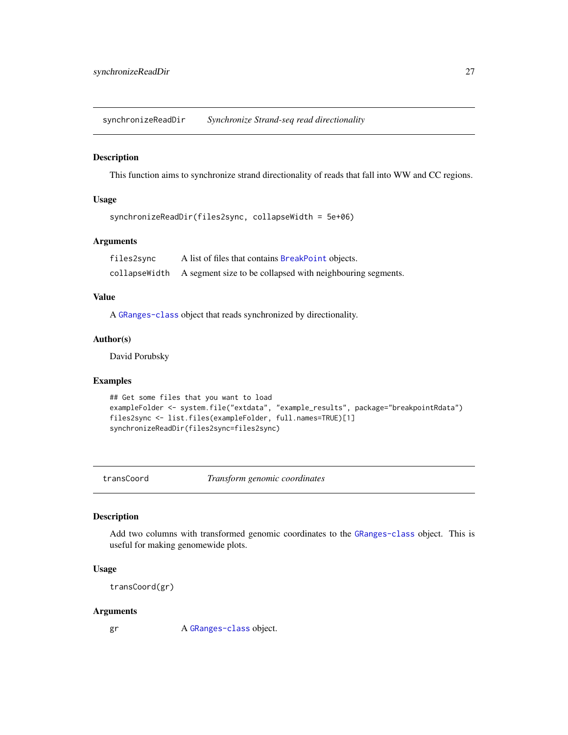## synchronizeReadDir — *Synchronize Strand-seq read directionality*

### Description

This function aims to synchronize strand directionality of reads that fall into WW and CC regions.

### Usage

```
synchronizeReadDir(files2sync, collapseWidth = 5e+06)
```

### Arguments

| | |
|---|---|
| `files2sync` | A list of files that contains `BreakPoint` objects. |
| `collapseWidth` | A segment size to be collapsed with neighbouring segments. |

### Value

A `GRanges-class` object that reads synchronized by directionality.

### Author(s)

David Porubsky

### Examples

```
## Get some files that you want to load
exampleFolder <- system.file("extdata", "example_results", package="breakpointRdata")
files2sync <- list.files(exampleFolder, full.names=TRUE)[1]
synchronizeReadDir(files2sync=files2sync)
```

## transCoord — *Transform genomic coordinates*

### Description

Add two columns with transformed genomic coordinates to the `GRanges-class` object. This is useful for making genomewide plots.

### Usage

```
transCoord(gr)
```

### Arguments

| | |
|---|---|
| `gr` | A `GRanges-class` object. |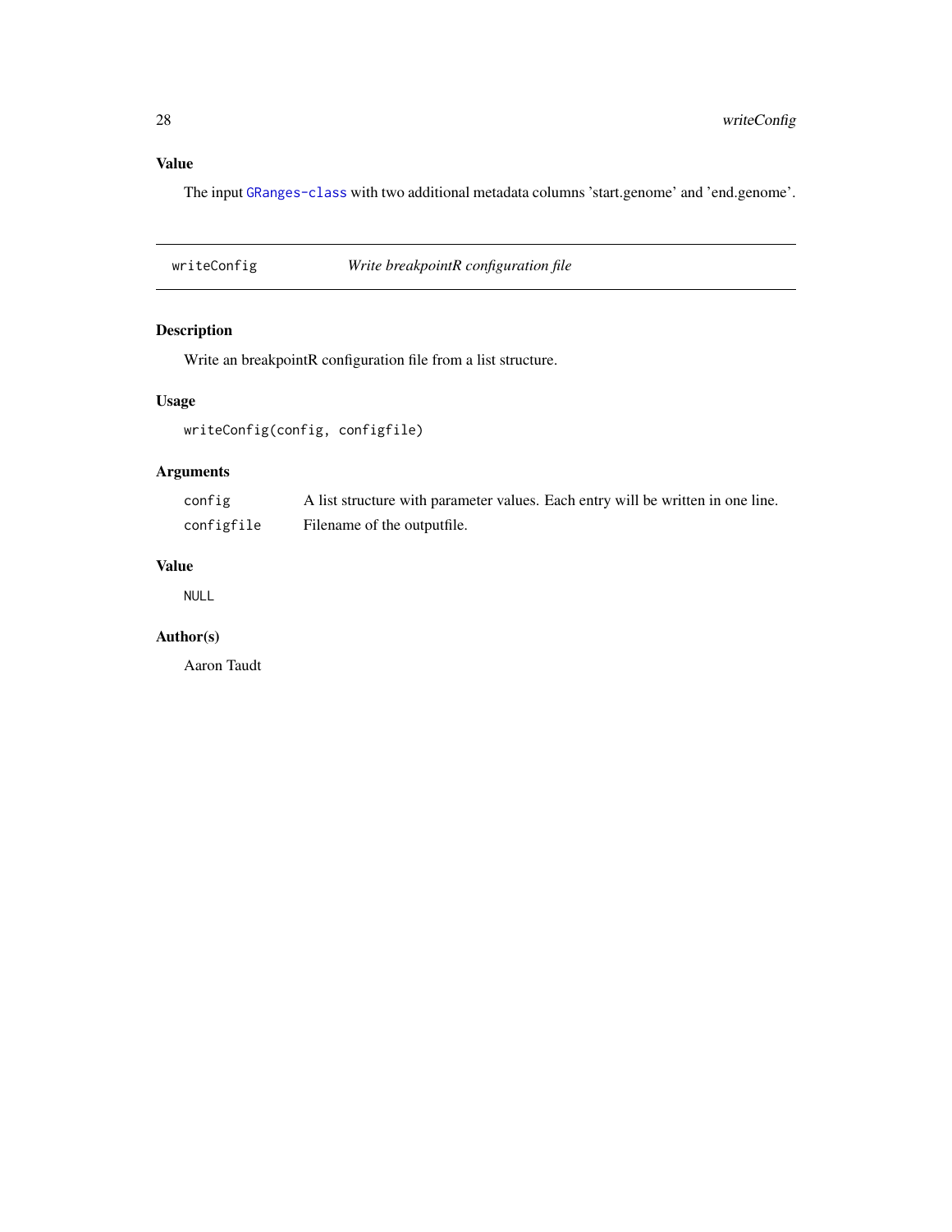## Value

The input GRanges-class with two additional metadata columns 'start.genome' and 'end.genome'.

---

## writeConfig — *Write breakpointR configuration file*

### Description

Write an breakpointR configuration file from a list structure.

### Usage

```
writeConfig(config, configfile)
```

### Arguments

| | |
|---|---|
| config | A list structure with parameter values. Each entry will be written in one line. |
| configfile | Filename of the outputfile. |

### Value

NULL

### Author(s)

Aaron Taudt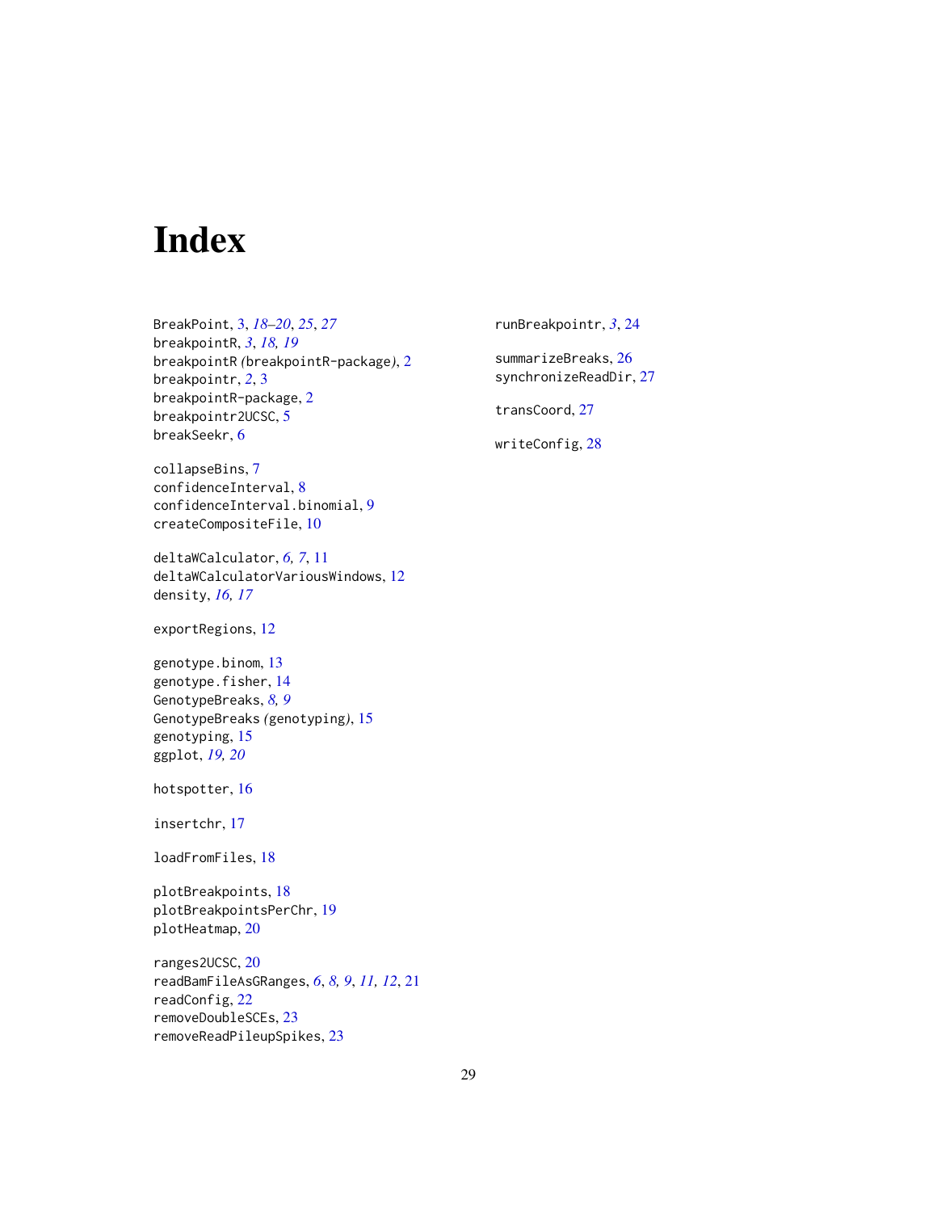# Index

BreakPoint, 3, *18–20*, *25*, *27*
breakpointR, *3*, *18*, *19*
breakpointR *(breakpointR-package)*, 2
breakpointr, *2*, 3
breakpointR-package, 2
breakpointr2UCSC, 5
breakSeekr, 6

collapseBins, 7
confidenceInterval, 8
confidenceInterval.binomial, 9
createCompositeFile, 10

deltaWCalculator, *6*, *7*, 11
deltaWCalculatorVariousWindows, 12
density, *16*, *17*

exportRegions, 12

genotype.binom, 13
genotype.fisher, 14
GenotypeBreaks, *8*, *9*
GenotypeBreaks *(genotyping)*, 15
genotyping, 15
ggplot, *19*, *20*

hotspotter, 16

insertchr, 17

loadFromFiles, 18

plotBreakpoints, 18
plotBreakpointsPerChr, 19
plotHeatmap, 20

ranges2UCSC, 20
readBamFileAsGRanges, *6*, *8*, *9*, *11*, *12*, 21
readConfig, 22
removeDoubleSCEs, 23
removeReadPileupSpikes, 23

runBreakpointr, *3*, 24

summarizeBreaks, 26
synchronizeReadDir, 27

transCoord, 27

writeConfig, 28